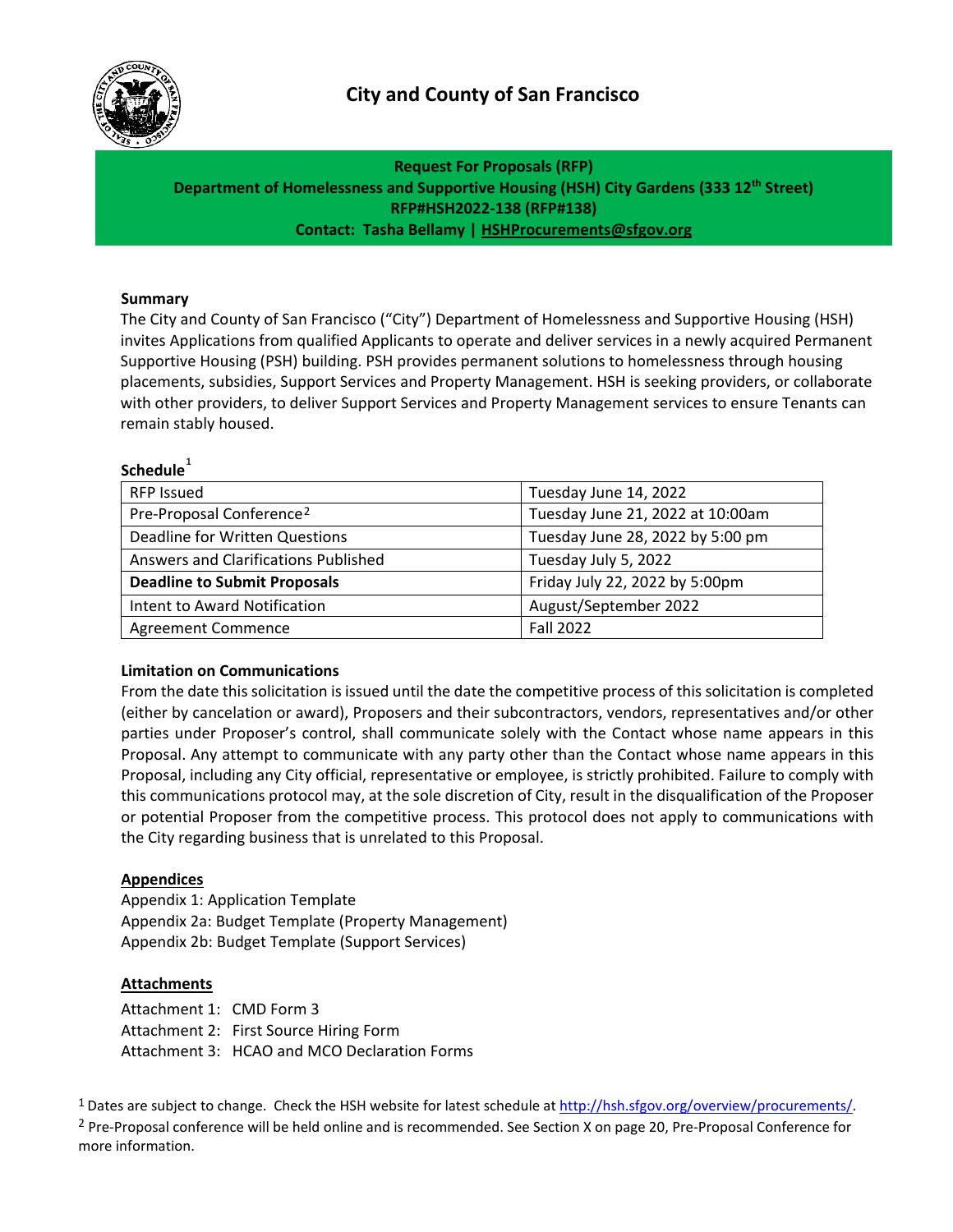# City and County of San Francisco

**Request For Proposals (RFP)**
**Department of Homelessness and Supportive Housing (HSH) City Gardens (333 12th Street)**
**RFP#HSH2022-138 (RFP#138)**
**Contact: Tasha Bellamy | HSHProcurements@sfgov.org**

### Summary

The City and County of San Francisco ("City") Department of Homelessness and Supportive Housing (HSH) invites Applications from qualified Applicants to operate and deliver services in a newly acquired Permanent Supportive Housing (PSH) building. PSH provides permanent solutions to homelessness through housing placements, subsidies, Support Services and Property Management. HSH is seeking providers, or collaborate with other providers, to deliver Support Services and Property Management services to ensure Tenants can remain stably housed.

### Schedule[1]

| RFP Issued | Tuesday June 14, 2022 |
|---|---|
| Pre-Proposal Conference[2] | Tuesday June 21, 2022 at 10:00am |
| Deadline for Written Questions | Tuesday June 28, 2022 by 5:00 pm |
| Answers and Clarifications Published | Tuesday July 5, 2022 |
| **Deadline to Submit Proposals** | Friday July 22, 2022 by 5:00pm |
| Intent to Award Notification | August/September 2022 |
| Agreement Commence | Fall 2022 |

### Limitation on Communications

From the date this solicitation is issued until the date the competitive process of this solicitation is completed (either by cancelation or award), Proposers and their subcontractors, vendors, representatives and/or other parties under Proposer's control, shall communicate solely with the Contact whose name appears in this Proposal. Any attempt to communicate with any party other than the Contact whose name appears in this Proposal, including any City official, representative or employee, is strictly prohibited. Failure to comply with this communications protocol may, at the sole discretion of City, result in the disqualification of the Proposer or potential Proposer from the competitive process. This protocol does not apply to communications with the City regarding business that is unrelated to this Proposal.

### Appendices

Appendix 1: Application Template
Appendix 2a: Budget Template (Property Management)
Appendix 2b: Budget Template (Support Services)

### Attachments

Attachment 1: CMD Form 3
Attachment 2: First Source Hiring Form
Attachment 3: HCAO and MCO Declaration Forms

[1] Dates are subject to change. Check the HSH website for latest schedule at http://hsh.sfgov.org/overview/procurements/.
[2] Pre-Proposal conference will be held online and is recommended. See Section X on page 20, Pre-Proposal Conference for more information.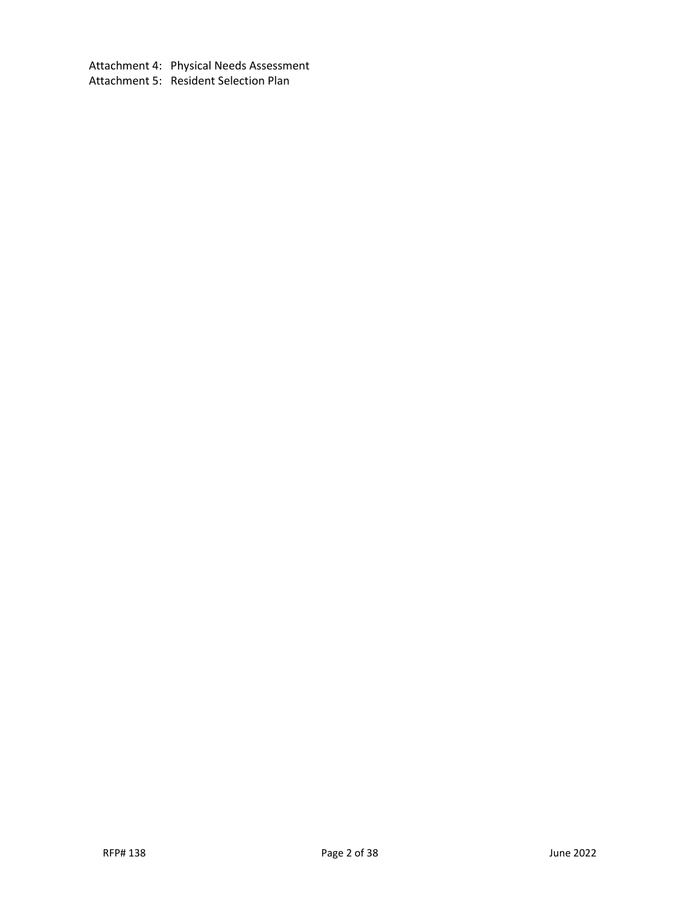Attachment 4: Physical Needs Assessment
Attachment 5: Resident Selection Plan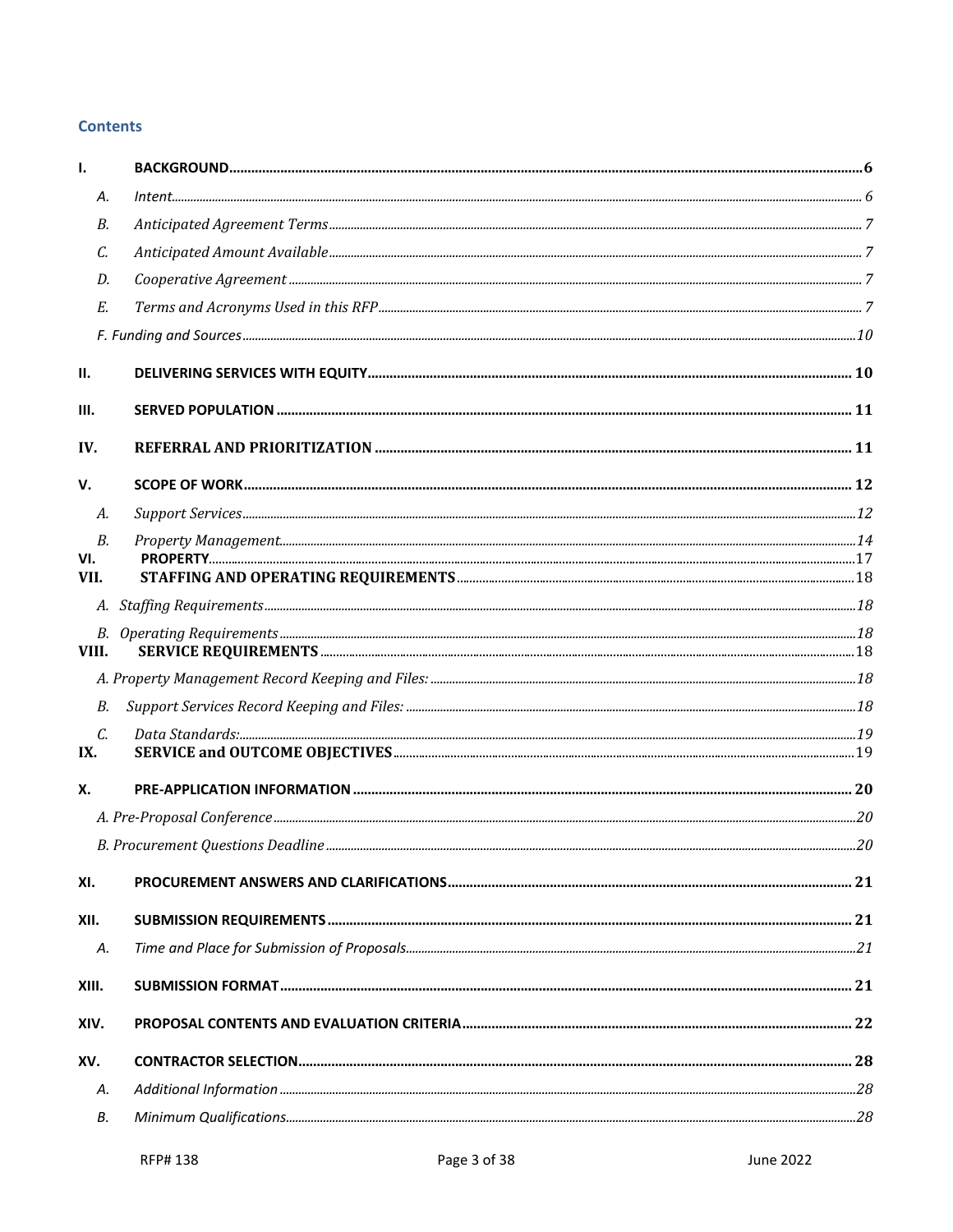## Contents

| | | |
|---|---|---|
| I. | **BACKGROUND** | 6 |
| A. | *Intent* | 6 |
| B. | *Anticipated Agreement Terms* | 7 |
| C. | *Anticipated Amount Available* | 7 |
| D. | *Cooperative Agreement* | 7 |
| E. | *Terms and Acronyms Used in this RFP* | 7 |
| | *F. Funding and Sources* | 10 |
| II. | **DELIVERING SERVICES WITH EQUITY** | 10 |
| III. | **SERVED POPULATION** | 11 |
| IV. | **REFERRAL AND PRIORITIZATION** | 11 |
| V. | **SCOPE OF WORK** | 12 |
| A. | *Support Services* | 12 |
| B. | *Property Management* | 14 |
| VI. | **PROPERTY** | 17 |
| VII. | **STAFFING AND OPERATING REQUIREMENTS** | 18 |
| | *A. Staffing Requirements* | 18 |
| | *B. Operating Requirements* | 18 |
| VIII. | **SERVICE REQUIREMENTS** | 18 |
| | *A. Property Management Record Keeping and Files:* | 18 |
| B. | *Support Services Record Keeping and Files:* | 18 |
| C. | *Data Standards:* | 19 |
| IX. | **SERVICE and OUTCOME OBJECTIVES** | 19 |
| X. | **PRE-APPLICATION INFORMATION** | 20 |
| | *A. Pre-Proposal Conference* | 20 |
| | *B. Procurement Questions Deadline* | 20 |
| XI. | **PROCUREMENT ANSWERS AND CLARIFICATIONS** | 21 |
| XII. | **SUBMISSION REQUIREMENTS** | 21 |
| A. | *Time and Place for Submission of Proposals* | 21 |
| XIII. | **SUBMISSION FORMAT** | 21 |
| XIV. | **PROPOSAL CONTENTS AND EVALUATION CRITERIA** | 22 |
| XV. | **CONTRACTOR SELECTION** | 28 |
| A. | *Additional Information* | 28 |
| B. | *Minimum Qualifications* | 28 |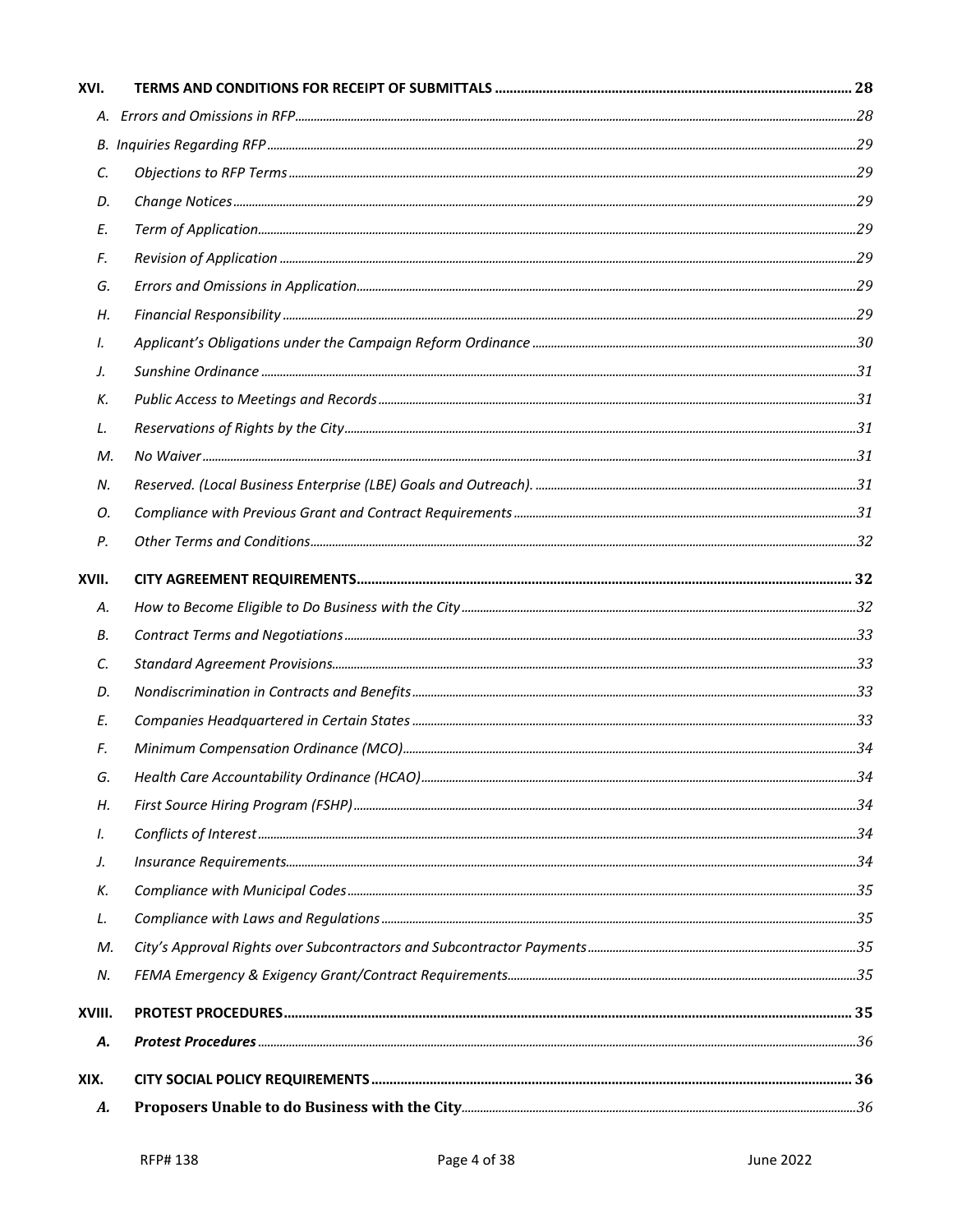| | | |
|---|---|---|
| **XVI.** | **TERMS AND CONDITIONS FOR RECEIPT OF SUBMITTALS** | **28** |
| *A.* | *Errors and Omissions in RFP* | *28* |
| *B.* | *Inquiries Regarding RFP* | *29* |
| *C.* | *Objections to RFP Terms* | *29* |
| *D.* | *Change Notices* | *29* |
| *E.* | *Term of Application* | *29* |
| *F.* | *Revision of Application* | *29* |
| *G.* | *Errors and Omissions in Application* | *29* |
| *H.* | *Financial Responsibility* | *29* |
| *I.* | *Applicant's Obligations under the Campaign Reform Ordinance* | *30* |
| *J.* | *Sunshine Ordinance* | *31* |
| *K.* | *Public Access to Meetings and Records* | *31* |
| *L.* | *Reservations of Rights by the City* | *31* |
| *M.* | *No Waiver* | *31* |
| *N.* | *Reserved. (Local Business Enterprise (LBE) Goals and Outreach).* | *31* |
| *O.* | *Compliance with Previous Grant and Contract Requirements* | *31* |
| *P.* | *Other Terms and Conditions* | *32* |
| **XVII.** | **CITY AGREEMENT REQUIREMENTS** | **32** |
| *A.* | *How to Become Eligible to Do Business with the City* | *32* |
| *B.* | *Contract Terms and Negotiations* | *33* |
| *C.* | *Standard Agreement Provisions* | *33* |
| *D.* | *Nondiscrimination in Contracts and Benefits* | *33* |
| *E.* | *Companies Headquartered in Certain States* | *33* |
| *F.* | *Minimum Compensation Ordinance (MCO)* | *34* |
| *G.* | *Health Care Accountability Ordinance (HCAO)* | *34* |
| *H.* | *First Source Hiring Program (FSHP)* | *34* |
| *I.* | *Conflicts of Interest* | *34* |
| *J.* | *Insurance Requirements* | *34* |
| *K.* | *Compliance with Municipal Codes* | *35* |
| *L.* | *Compliance with Laws and Regulations* | *35* |
| *M.* | *City's Approval Rights over Subcontractors and Subcontractor Payments* | *35* |
| *N.* | *FEMA Emergency & Exigency Grant/Contract Requirements* | *35* |
| **XVIII.** | **PROTEST PROCEDURES** | **35** |
| ***A.*** | ***Protest Procedures*** | *36* |
| **XIX.** | **CITY SOCIAL POLICY REQUIREMENTS** | **36** |
| ***A.*** | ***Proposers Unable to do Business with the City*** | *36* |

RFP# 138 June 2022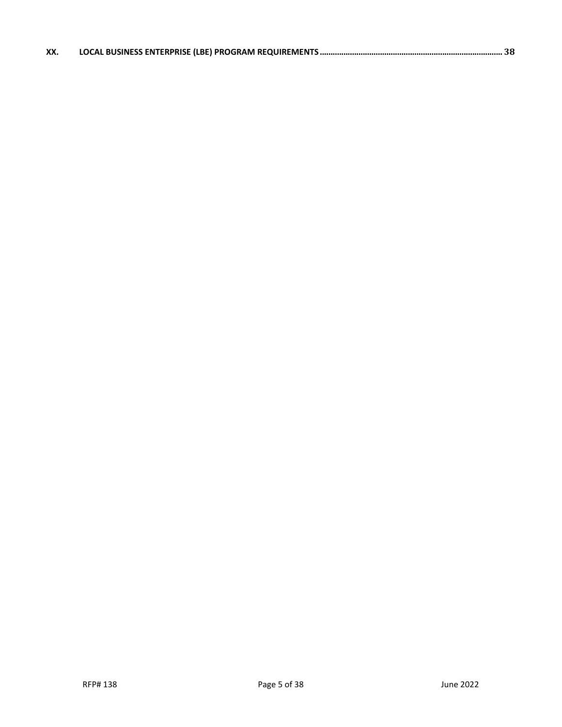**XX. LOCAL BUSINESS ENTERPRISE (LBE) PROGRAM REQUIREMENTS ........ 38**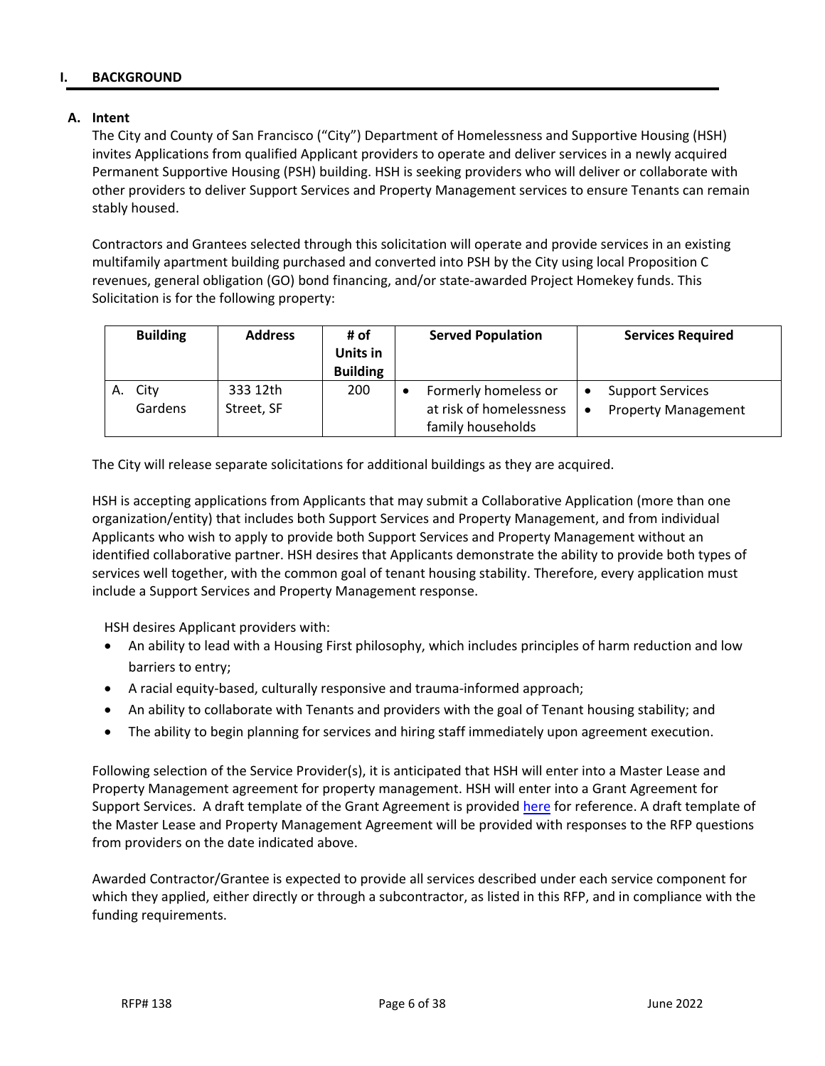## I. BACKGROUND

### A. Intent

The City and County of San Francisco ("City") Department of Homelessness and Supportive Housing (HSH) invites Applications from qualified Applicant providers to operate and deliver services in a newly acquired Permanent Supportive Housing (PSH) building. HSH is seeking providers who will deliver or collaborate with other providers to deliver Support Services and Property Management services to ensure Tenants can remain stably housed.

Contractors and Grantees selected through this solicitation will operate and provide services in an existing multifamily apartment building purchased and converted into PSH by the City using local Proposition C revenues, general obligation (GO) bond financing, and/or state-awarded Project Homekey funds. This Solicitation is for the following property:

| Building | Address | # of Units in Building | Served Population | Services Required |
|---|---|---|---|---|
| A. City Gardens | 333 12th Street, SF | 200 | • Formerly homeless or at risk of homelessness family households | • Support Services<br>• Property Management |

The City will release separate solicitations for additional buildings as they are acquired.

HSH is accepting applications from Applicants that may submit a Collaborative Application (more than one organization/entity) that includes both Support Services and Property Management, and from individual Applicants who wish to apply to provide both Support Services and Property Management without an identified collaborative partner. HSH desires that Applicants demonstrate the ability to provide both types of services well together, with the common goal of tenant housing stability. Therefore, every application must include a Support Services and Property Management response.

HSH desires Applicant providers with:

- An ability to lead with a Housing First philosophy, which includes principles of harm reduction and low barriers to entry;
- A racial equity-based, culturally responsive and trauma-informed approach;
- An ability to collaborate with Tenants and providers with the goal of Tenant housing stability; and
- The ability to begin planning for services and hiring staff immediately upon agreement execution.

Following selection of the Service Provider(s), it is anticipated that HSH will enter into a Master Lease and Property Management agreement for property management. HSH will enter into a Grant Agreement for Support Services. A draft template of the Grant Agreement is provided here for reference. A draft template of the Master Lease and Property Management Agreement will be provided with responses to the RFP questions from providers on the date indicated above.

Awarded Contractor/Grantee is expected to provide all services described under each service component for which they applied, either directly or through a subcontractor, as listed in this RFP, and in compliance with the funding requirements.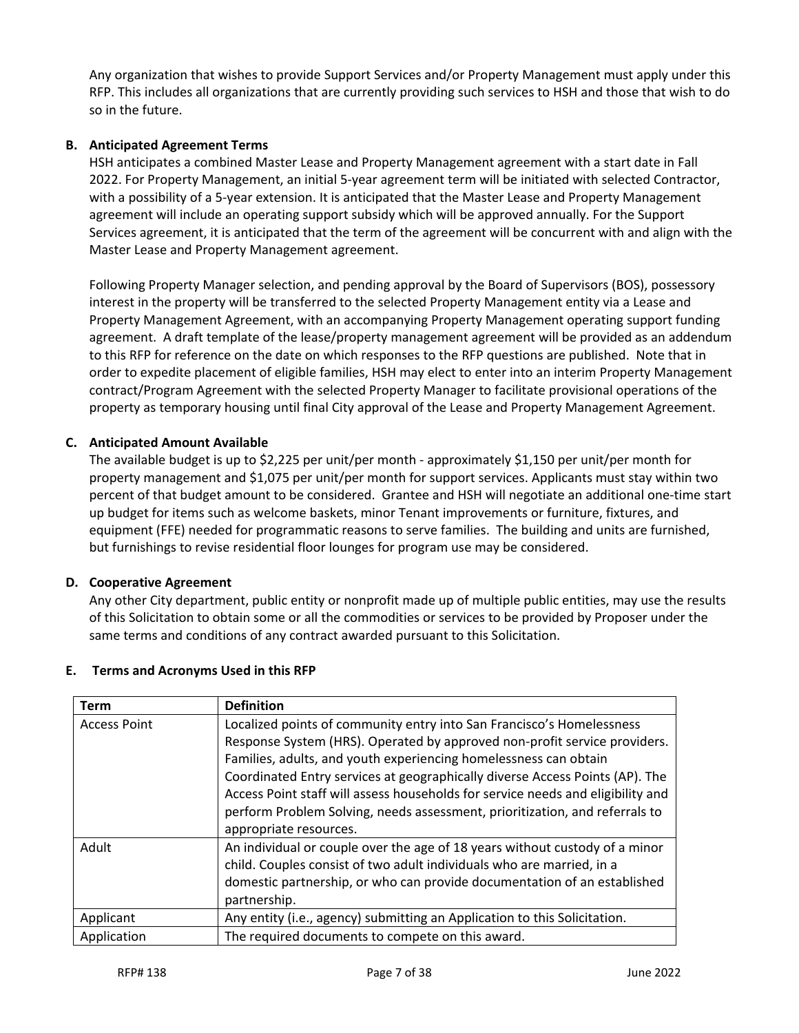Any organization that wishes to provide Support Services and/or Property Management must apply under this RFP. This includes all organizations that are currently providing such services to HSH and those that wish to do so in the future.

### B. Anticipated Agreement Terms

HSH anticipates a combined Master Lease and Property Management agreement with a start date in Fall 2022. For Property Management, an initial 5-year agreement term will be initiated with selected Contractor, with a possibility of a 5-year extension. It is anticipated that the Master Lease and Property Management agreement will include an operating support subsidy which will be approved annually. For the Support Services agreement, it is anticipated that the term of the agreement will be concurrent with and align with the Master Lease and Property Management agreement.

Following Property Manager selection, and pending approval by the Board of Supervisors (BOS), possessory interest in the property will be transferred to the selected Property Management entity via a Lease and Property Management Agreement, with an accompanying Property Management operating support funding agreement. A draft template of the lease/property management agreement will be provided as an addendum to this RFP for reference on the date on which responses to the RFP questions are published. Note that in order to expedite placement of eligible families, HSH may elect to enter into an interim Property Management contract/Program Agreement with the selected Property Manager to facilitate provisional operations of the property as temporary housing until final City approval of the Lease and Property Management Agreement.

### C. Anticipated Amount Available

The available budget is up to $2,225 per unit/per month - approximately $1,150 per unit/per month for property management and $1,075 per unit/per month for support services. Applicants must stay within two percent of that budget amount to be considered. Grantee and HSH will negotiate an additional one-time start up budget for items such as welcome baskets, minor Tenant improvements or furniture, fixtures, and equipment (FFE) needed for programmatic reasons to serve families. The building and units are furnished, but furnishings to revise residential floor lounges for program use may be considered.

### D. Cooperative Agreement

Any other City department, public entity or nonprofit made up of multiple public entities, may use the results of this Solicitation to obtain some or all the commodities or services to be provided by Proposer under the same terms and conditions of any contract awarded pursuant to this Solicitation.

### E. Terms and Acronyms Used in this RFP

| Term | Definition |
|---|---|
| Access Point | Localized points of community entry into San Francisco's Homelessness Response System (HRS). Operated by approved non-profit service providers. Families, adults, and youth experiencing homelessness can obtain Coordinated Entry services at geographically diverse Access Points (AP). The Access Point staff will assess households for service needs and eligibility and perform Problem Solving, needs assessment, prioritization, and referrals to appropriate resources. |
| Adult | An individual or couple over the age of 18 years without custody of a minor child. Couples consist of two adult individuals who are married, in a domestic partnership, or who can provide documentation of an established partnership. |
| Applicant | Any entity (i.e., agency) submitting an Application to this Solicitation. |
| Application | The required documents to compete on this award. |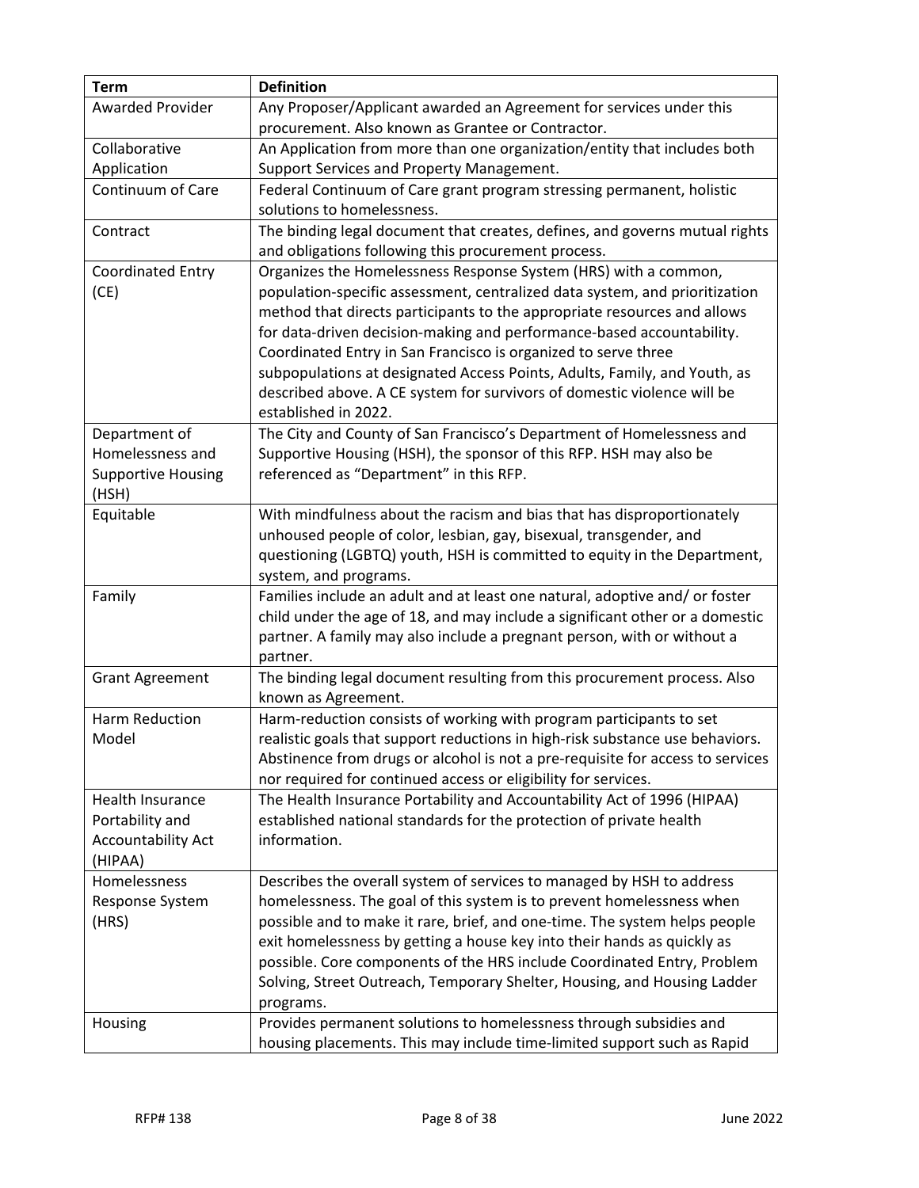| Term | Definition |
|---|---|
| Awarded Provider | Any Proposer/Applicant awarded an Agreement for services under this procurement. Also known as Grantee or Contractor. |
| Collaborative Application | An Application from more than one organization/entity that includes both Support Services and Property Management. |
| Continuum of Care | Federal Continuum of Care grant program stressing permanent, holistic solutions to homelessness. |
| Contract | The binding legal document that creates, defines, and governs mutual rights and obligations following this procurement process. |
| Coordinated Entry (CE) | Organizes the Homelessness Response System (HRS) with a common, population-specific assessment, centralized data system, and prioritization method that directs participants to the appropriate resources and allows for data-driven decision-making and performance-based accountability. Coordinated Entry in San Francisco is organized to serve three subpopulations at designated Access Points, Adults, Family, and Youth, as described above. A CE system for survivors of domestic violence will be established in 2022. |
| Department of Homelessness and Supportive Housing (HSH) | The City and County of San Francisco's Department of Homelessness and Supportive Housing (HSH), the sponsor of this RFP. HSH may also be referenced as "Department" in this RFP. |
| Equitable | With mindfulness about the racism and bias that has disproportionately unhoused people of color, lesbian, gay, bisexual, transgender, and questioning (LGBTQ) youth, HSH is committed to equity in the Department, system, and programs. |
| Family | Families include an adult and at least one natural, adoptive and/ or foster child under the age of 18, and may include a significant other or a domestic partner. A family may also include a pregnant person, with or without a partner. |
| Grant Agreement | The binding legal document resulting from this procurement process. Also known as Agreement. |
| Harm Reduction Model | Harm-reduction consists of working with program participants to set realistic goals that support reductions in high-risk substance use behaviors. Abstinence from drugs or alcohol is not a pre-requisite for access to services nor required for continued access or eligibility for services. |
| Health Insurance Portability and Accountability Act (HIPAA) | The Health Insurance Portability and Accountability Act of 1996 (HIPAA) established national standards for the protection of private health information. |
| Homelessness Response System (HRS) | Describes the overall system of services to managed by HSH to address homelessness. The goal of this system is to prevent homelessness when possible and to make it rare, brief, and one-time. The system helps people exit homelessness by getting a house key into their hands as quickly as possible. Core components of the HRS include Coordinated Entry, Problem Solving, Street Outreach, Temporary Shelter, Housing, and Housing Ladder programs. |
| Housing | Provides permanent solutions to homelessness through subsidies and housing placements. This may include time-limited support such as Rapid |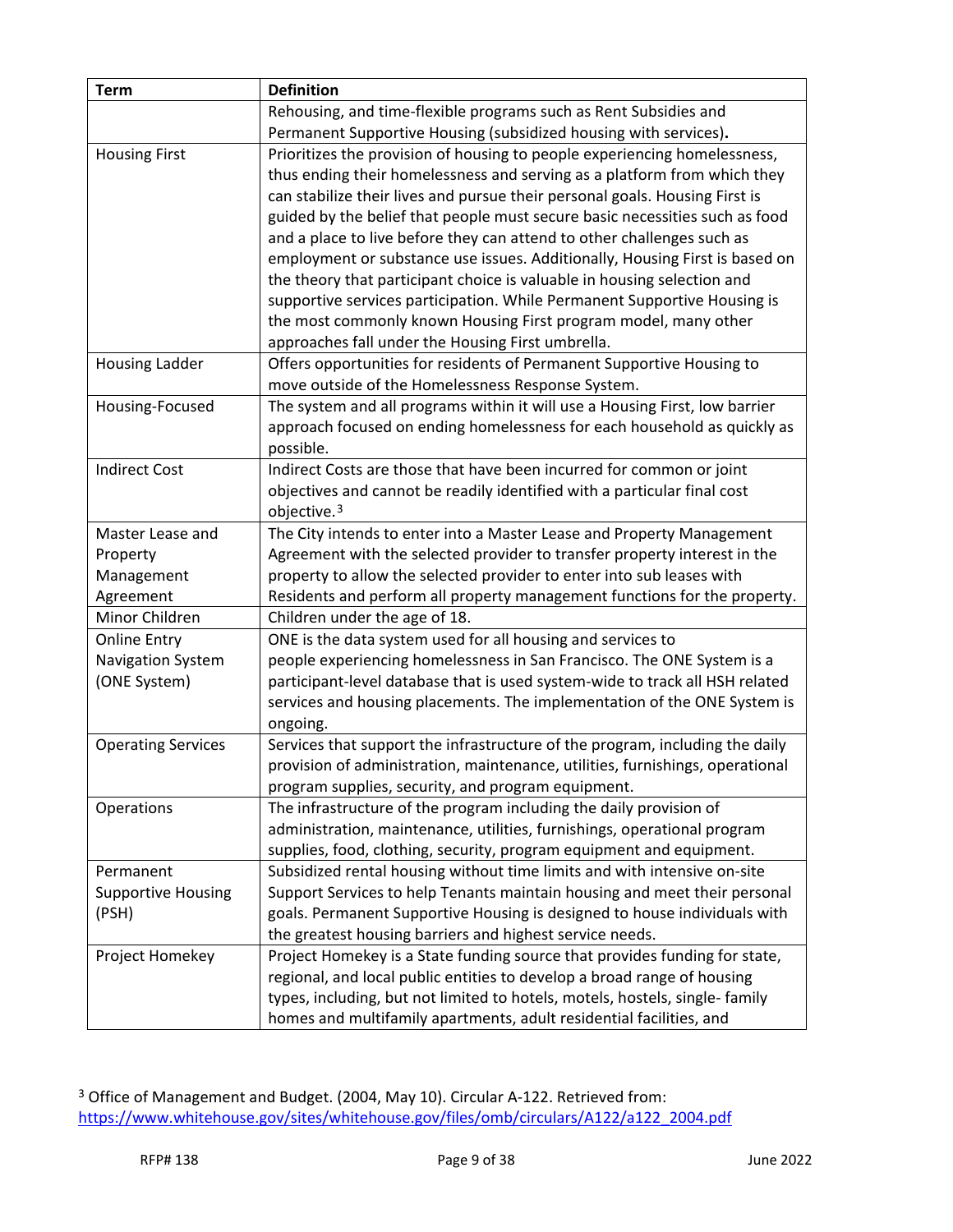| Term | Definition |
|---|---|
| | Rehousing, and time-flexible programs such as Rent Subsidies and Permanent Supportive Housing (subsidized housing with services)**.** |
| Housing First | Prioritizes the provision of housing to people experiencing homelessness, thus ending their homelessness and serving as a platform from which they can stabilize their lives and pursue their personal goals. Housing First is guided by the belief that people must secure basic necessities such as food and a place to live before they can attend to other challenges such as employment or substance use issues. Additionally, Housing First is based on the theory that participant choice is valuable in housing selection and supportive services participation. While Permanent Supportive Housing is the most commonly known Housing First program model, many other approaches fall under the Housing First umbrella. |
| Housing Ladder | Offers opportunities for residents of Permanent Supportive Housing to move outside of the Homelessness Response System. |
| Housing-Focused | The system and all programs within it will use a Housing First, low barrier approach focused on ending homelessness for each household as quickly as possible. |
| Indirect Cost | Indirect Costs are those that have been incurred for common or joint objectives and cannot be readily identified with a particular final cost objective.[3] |
| Master Lease and Property Management Agreement | The City intends to enter into a Master Lease and Property Management Agreement with the selected provider to transfer property interest in the property to allow the selected provider to enter into sub leases with Residents and perform all property management functions for the property. |
| Minor Children | Children under the age of 18. |
| Online Entry Navigation System (ONE System) | ONE is the data system used for all housing and services to people experiencing homelessness in San Francisco. The ONE System is a participant-level database that is used system-wide to track all HSH related services and housing placements. The implementation of the ONE System is ongoing. |
| Operating Services | Services that support the infrastructure of the program, including the daily provision of administration, maintenance, utilities, furnishings, operational program supplies, security, and program equipment. |
| Operations | The infrastructure of the program including the daily provision of administration, maintenance, utilities, furnishings, operational program supplies, food, clothing, security, program equipment and equipment. |
| Permanent Supportive Housing (PSH) | Subsidized rental housing without time limits and with intensive on-site Support Services to help Tenants maintain housing and meet their personal goals. Permanent Supportive Housing is designed to house individuals with the greatest housing barriers and highest service needs. |
| Project Homekey | Project Homekey is a State funding source that provides funding for state, regional, and local public entities to develop a broad range of housing types, including, but not limited to hotels, motels, hostels, single- family homes and multifamily apartments, adult residential facilities, and |

[3] Office of Management and Budget. (2004, May 10). Circular A-122. Retrieved from: https://www.whitehouse.gov/sites/whitehouse.gov/files/omb/circulars/A122/a122_2004.pdf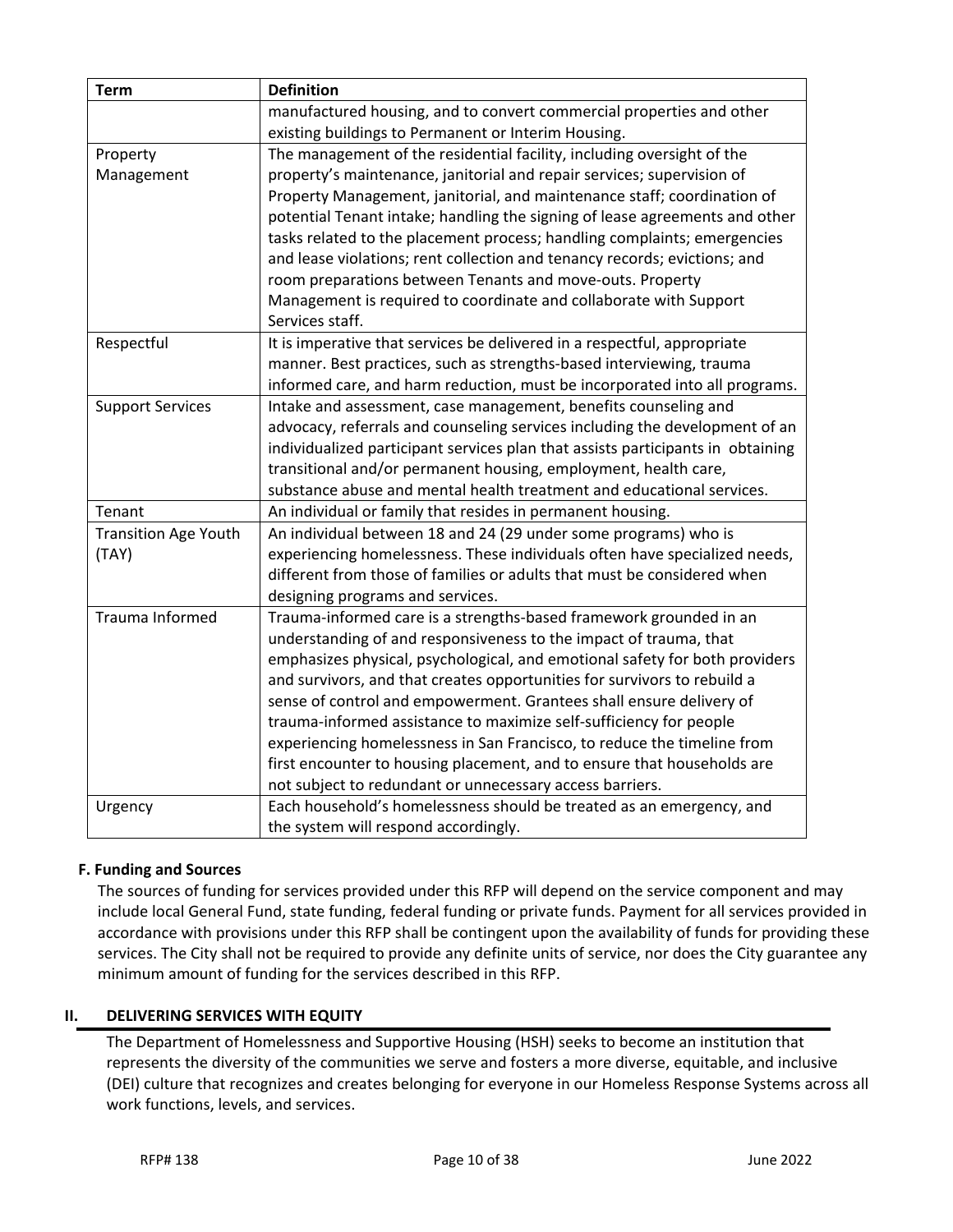| Term | Definition |
|---|---|
| | manufactured housing, and to convert commercial properties and other existing buildings to Permanent or Interim Housing. |
| Property Management | The management of the residential facility, including oversight of the property's maintenance, janitorial and repair services; supervision of Property Management, janitorial, and maintenance staff; coordination of potential Tenant intake; handling the signing of lease agreements and other tasks related to the placement process; handling complaints; emergencies and lease violations; rent collection and tenancy records; evictions; and room preparations between Tenants and move-outs. Property Management is required to coordinate and collaborate with Support Services staff. |
| Respectful | It is imperative that services be delivered in a respectful, appropriate manner. Best practices, such as strengths-based interviewing, trauma informed care, and harm reduction, must be incorporated into all programs. |
| Support Services | Intake and assessment, case management, benefits counseling and advocacy, referrals and counseling services including the development of an individualized participant services plan that assists participants in obtaining transitional and/or permanent housing, employment, health care, substance abuse and mental health treatment and educational services. |
| Tenant | An individual or family that resides in permanent housing. |
| Transition Age Youth (TAY) | An individual between 18 and 24 (29 under some programs) who is experiencing homelessness. These individuals often have specialized needs, different from those of families or adults that must be considered when designing programs and services. |
| Trauma Informed | Trauma-informed care is a strengths-based framework grounded in an understanding of and responsiveness to the impact of trauma, that emphasizes physical, psychological, and emotional safety for both providers and survivors, and that creates opportunities for survivors to rebuild a sense of control and empowerment. Grantees shall ensure delivery of trauma-informed assistance to maximize self-sufficiency for people experiencing homelessness in San Francisco, to reduce the timeline from first encounter to housing placement, and to ensure that households are not subject to redundant or unnecessary access barriers. |
| Urgency | Each household's homelessness should be treated as an emergency, and the system will respond accordingly. |

### F. Funding and Sources

The sources of funding for services provided under this RFP will depend on the service component and may include local General Fund, state funding, federal funding or private funds. Payment for all services provided in accordance with provisions under this RFP shall be contingent upon the availability of funds for providing these services. The City shall not be required to provide any definite units of service, nor does the City guarantee any minimum amount of funding for the services described in this RFP.

## II. DELIVERING SERVICES WITH EQUITY

The Department of Homelessness and Supportive Housing (HSH) seeks to become an institution that represents the diversity of the communities we serve and fosters a more diverse, equitable, and inclusive (DEI) culture that recognizes and creates belonging for everyone in our Homeless Response Systems across all work functions, levels, and services.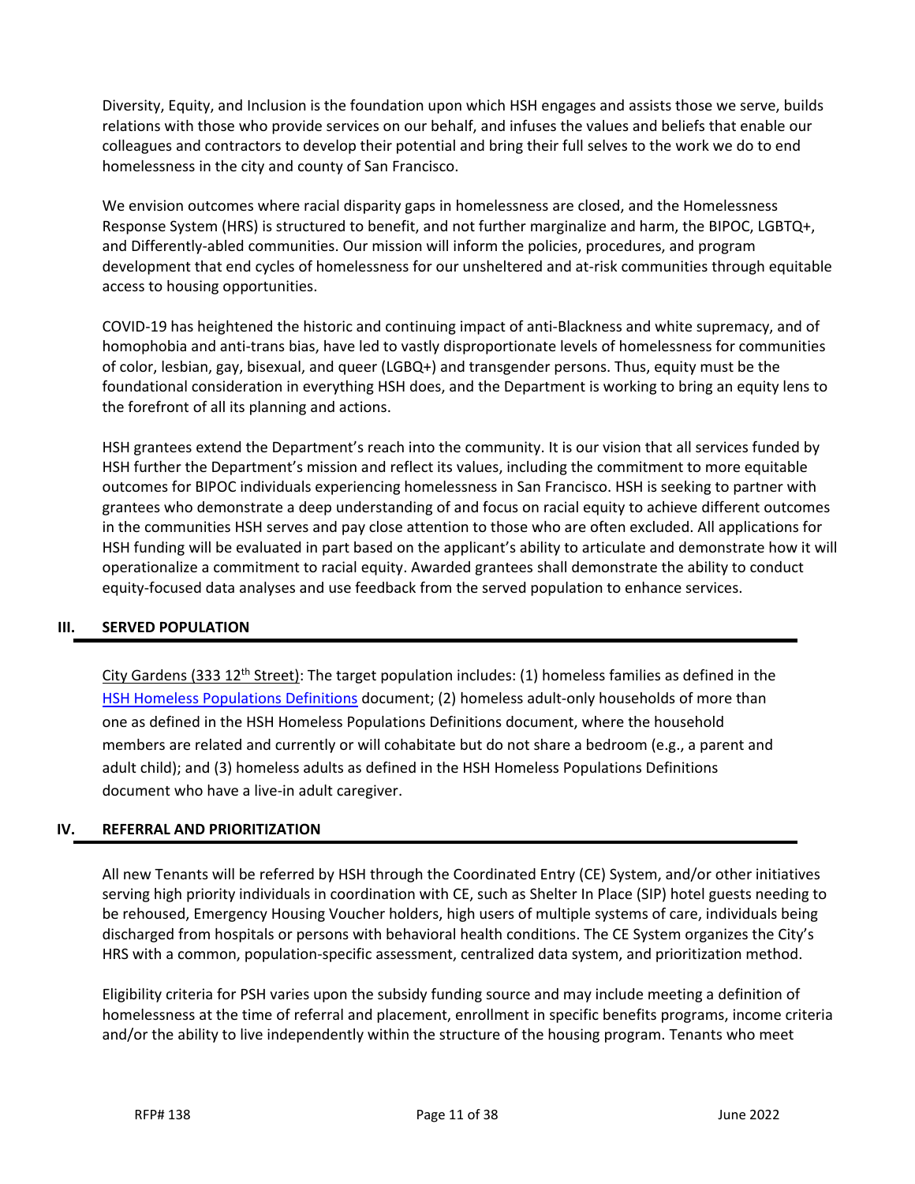Diversity, Equity, and Inclusion is the foundation upon which HSH engages and assists those we serve, builds relations with those who provide services on our behalf, and infuses the values and beliefs that enable our colleagues and contractors to develop their potential and bring their full selves to the work we do to end homelessness in the city and county of San Francisco.

We envision outcomes where racial disparity gaps in homelessness are closed, and the Homelessness Response System (HRS) is structured to benefit, and not further marginalize and harm, the BIPOC, LGBTQ+, and Differently-abled communities. Our mission will inform the policies, procedures, and program development that end cycles of homelessness for our unsheltered and at-risk communities through equitable access to housing opportunities.

COVID-19 has heightened the historic and continuing impact of anti-Blackness and white supremacy, and of homophobia and anti-trans bias, have led to vastly disproportionate levels of homelessness for communities of color, lesbian, gay, bisexual, and queer (LGBQ+) and transgender persons. Thus, equity must be the foundational consideration in everything HSH does, and the Department is working to bring an equity lens to the forefront of all its planning and actions.

HSH grantees extend the Department's reach into the community. It is our vision that all services funded by HSH further the Department's mission and reflect its values, including the commitment to more equitable outcomes for BIPOC individuals experiencing homelessness in San Francisco. HSH is seeking to partner with grantees who demonstrate a deep understanding of and focus on racial equity to achieve different outcomes in the communities HSH serves and pay close attention to those who are often excluded. All applications for HSH funding will be evaluated in part based on the applicant's ability to articulate and demonstrate how it will operationalize a commitment to racial equity. Awarded grantees shall demonstrate the ability to conduct equity-focused data analyses and use feedback from the served population to enhance services.

## III. SERVED POPULATION

City Gardens (333 12th Street): The target population includes: (1) homeless families as defined in the HSH Homeless Populations Definitions document; (2) homeless adult-only households of more than one as defined in the HSH Homeless Populations Definitions document, where the household members are related and currently or will cohabitate but do not share a bedroom (e.g., a parent and adult child); and (3) homeless adults as defined in the HSH Homeless Populations Definitions document who have a live-in adult caregiver.

## IV. REFERRAL AND PRIORITIZATION

All new Tenants will be referred by HSH through the Coordinated Entry (CE) System, and/or other initiatives serving high priority individuals in coordination with CE, such as Shelter In Place (SIP) hotel guests needing to be rehoused, Emergency Housing Voucher holders, high users of multiple systems of care, individuals being discharged from hospitals or persons with behavioral health conditions. The CE System organizes the City's HRS with a common, population-specific assessment, centralized data system, and prioritization method.

Eligibility criteria for PSH varies upon the subsidy funding source and may include meeting a definition of homelessness at the time of referral and placement, enrollment in specific benefits programs, income criteria and/or the ability to live independently within the structure of the housing program. Tenants who meet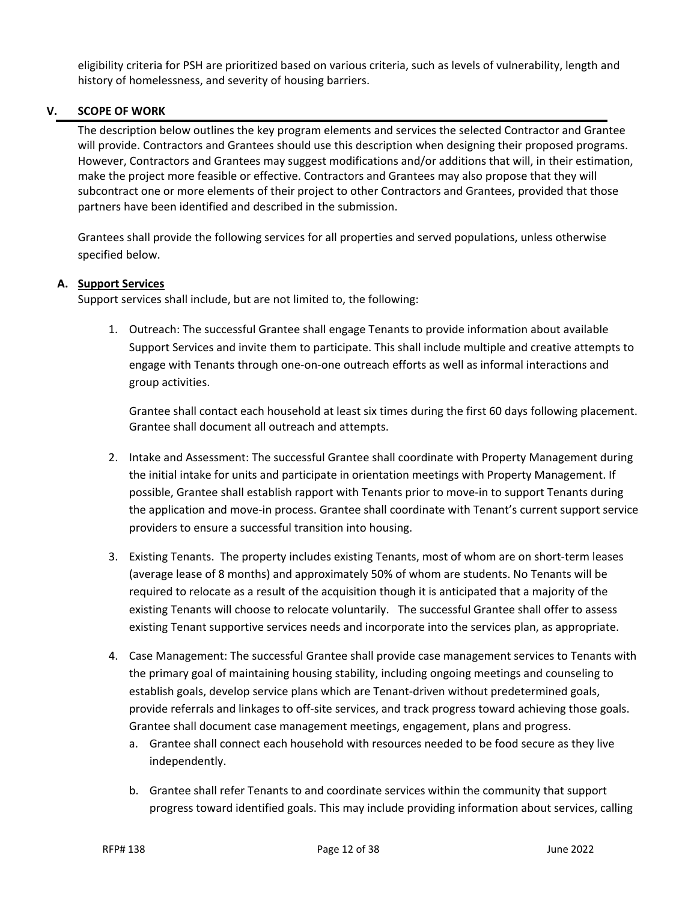eligibility criteria for PSH are prioritized based on various criteria, such as levels of vulnerability, length and history of homelessness, and severity of housing barriers.

## V. SCOPE OF WORK

The description below outlines the key program elements and services the selected Contractor and Grantee will provide. Contractors and Grantees should use this description when designing their proposed programs. However, Contractors and Grantees may suggest modifications and/or additions that will, in their estimation, make the project more feasible or effective. Contractors and Grantees may also propose that they will subcontract one or more elements of their project to other Contractors and Grantees, provided that those partners have been identified and described in the submission.

Grantees shall provide the following services for all properties and served populations, unless otherwise specified below.

### A. Support Services

Support services shall include, but are not limited to, the following:

1. Outreach: The successful Grantee shall engage Tenants to provide information about available Support Services and invite them to participate. This shall include multiple and creative attempts to engage with Tenants through one-on-one outreach efforts as well as informal interactions and group activities.

   Grantee shall contact each household at least six times during the first 60 days following placement. Grantee shall document all outreach and attempts.

2. Intake and Assessment: The successful Grantee shall coordinate with Property Management during the initial intake for units and participate in orientation meetings with Property Management. If possible, Grantee shall establish rapport with Tenants prior to move-in to support Tenants during the application and move-in process. Grantee shall coordinate with Tenant's current support service providers to ensure a successful transition into housing.

3. Existing Tenants. The property includes existing Tenants, most of whom are on short-term leases (average lease of 8 months) and approximately 50% of whom are students. No Tenants will be required to relocate as a result of the acquisition though it is anticipated that a majority of the existing Tenants will choose to relocate voluntarily. The successful Grantee shall offer to assess existing Tenant supportive services needs and incorporate into the services plan, as appropriate.

4. Case Management: The successful Grantee shall provide case management services to Tenants with the primary goal of maintaining housing stability, including ongoing meetings and counseling to establish goals, develop service plans which are Tenant-driven without predetermined goals, provide referrals and linkages to off-site services, and track progress toward achieving those goals. Grantee shall document case management meetings, engagement, plans and progress.
   a. Grantee shall connect each household with resources needed to be food secure as they live independently.

   b. Grantee shall refer Tenants to and coordinate services within the community that support progress toward identified goals. This may include providing information about services, calling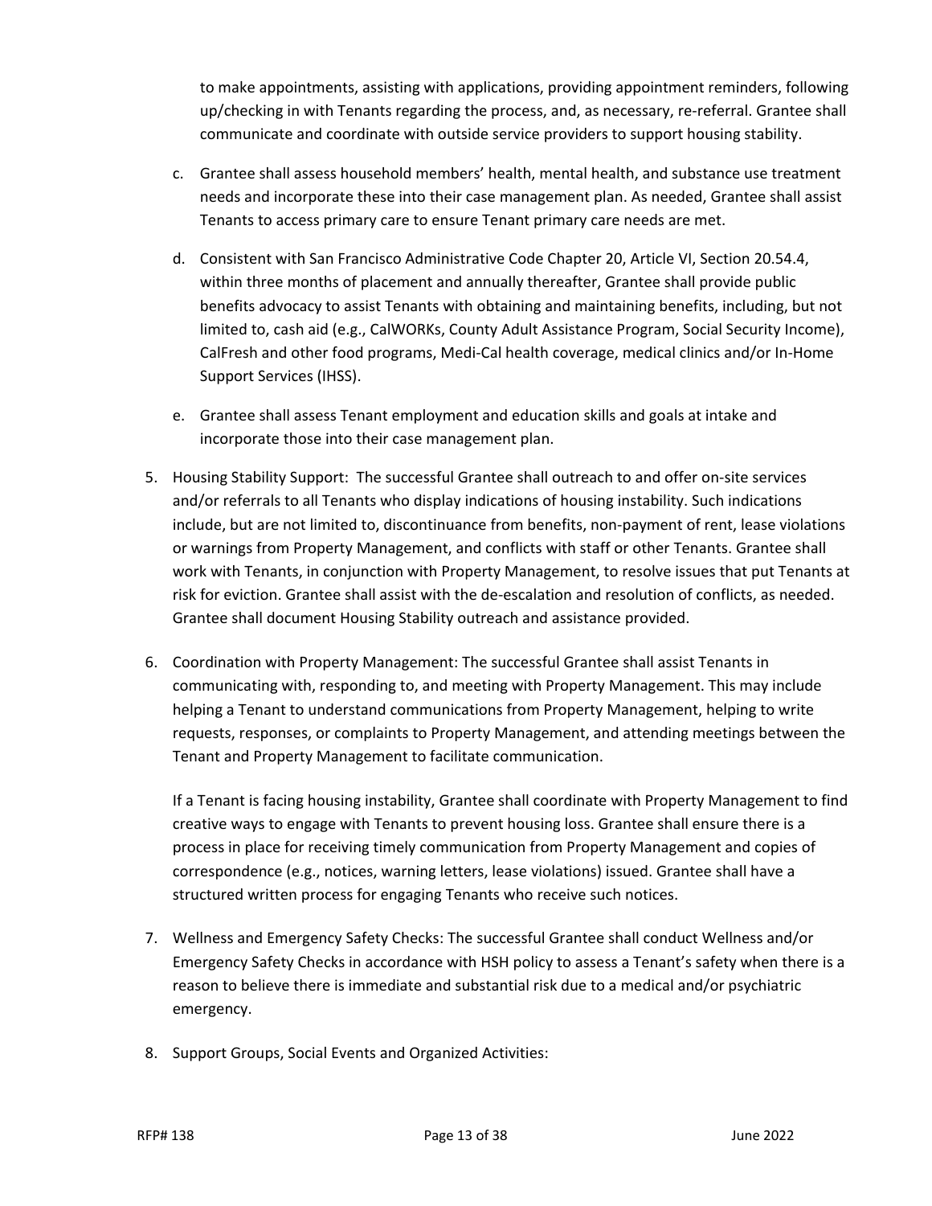to make appointments, assisting with applications, providing appointment reminders, following up/checking in with Tenants regarding the process, and, as necessary, re-referral. Grantee shall communicate and coordinate with outside service providers to support housing stability.

c. Grantee shall assess household members' health, mental health, and substance use treatment needs and incorporate these into their case management plan. As needed, Grantee shall assist Tenants to access primary care to ensure Tenant primary care needs are met.

d. Consistent with San Francisco Administrative Code Chapter 20, Article VI, Section 20.54.4, within three months of placement and annually thereafter, Grantee shall provide public benefits advocacy to assist Tenants with obtaining and maintaining benefits, including, but not limited to, cash aid (e.g., CalWORKs, County Adult Assistance Program, Social Security Income), CalFresh and other food programs, Medi-Cal health coverage, medical clinics and/or In-Home Support Services (IHSS).

e. Grantee shall assess Tenant employment and education skills and goals at intake and incorporate those into their case management plan.

5. Housing Stability Support: The successful Grantee shall outreach to and offer on-site services and/or referrals to all Tenants who display indications of housing instability. Such indications include, but are not limited to, discontinuance from benefits, non-payment of rent, lease violations or warnings from Property Management, and conflicts with staff or other Tenants. Grantee shall work with Tenants, in conjunction with Property Management, to resolve issues that put Tenants at risk for eviction. Grantee shall assist with the de-escalation and resolution of conflicts, as needed. Grantee shall document Housing Stability outreach and assistance provided.

6. Coordination with Property Management: The successful Grantee shall assist Tenants in communicating with, responding to, and meeting with Property Management. This may include helping a Tenant to understand communications from Property Management, helping to write requests, responses, or complaints to Property Management, and attending meetings between the Tenant and Property Management to facilitate communication.

   If a Tenant is facing housing instability, Grantee shall coordinate with Property Management to find creative ways to engage with Tenants to prevent housing loss. Grantee shall ensure there is a process in place for receiving timely communication from Property Management and copies of correspondence (e.g., notices, warning letters, lease violations) issued. Grantee shall have a structured written process for engaging Tenants who receive such notices.

7. Wellness and Emergency Safety Checks: The successful Grantee shall conduct Wellness and/or Emergency Safety Checks in accordance with HSH policy to assess a Tenant's safety when there is a reason to believe there is immediate and substantial risk due to a medical and/or psychiatric emergency.

8. Support Groups, Social Events and Organized Activities: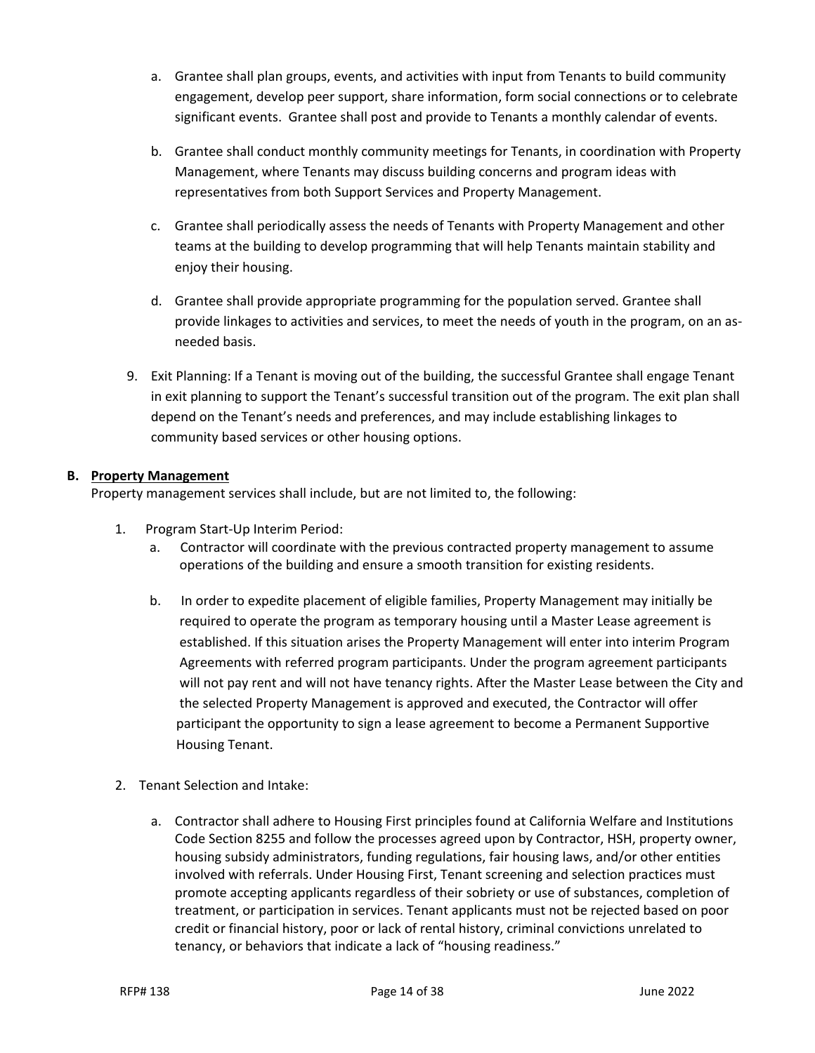a. Grantee shall plan groups, events, and activities with input from Tenants to build community engagement, develop peer support, share information, form social connections or to celebrate significant events. Grantee shall post and provide to Tenants a monthly calendar of events.

b. Grantee shall conduct monthly community meetings for Tenants, in coordination with Property Management, where Tenants may discuss building concerns and program ideas with representatives from both Support Services and Property Management.

c. Grantee shall periodically assess the needs of Tenants with Property Management and other teams at the building to develop programming that will help Tenants maintain stability and enjoy their housing.

d. Grantee shall provide appropriate programming for the population served. Grantee shall provide linkages to activities and services, to meet the needs of youth in the program, on an as-needed basis.

9. Exit Planning: If a Tenant is moving out of the building, the successful Grantee shall engage Tenant in exit planning to support the Tenant's successful transition out of the program. The exit plan shall depend on the Tenant's needs and preferences, and may include establishing linkages to community based services or other housing options.

**B. <u>Property Management</u>**

Property management services shall include, but are not limited to, the following:

1. Program Start-Up Interim Period:
   a. Contractor will coordinate with the previous contracted property management to assume operations of the building and ensure a smooth transition for existing residents.

   b. In order to expedite placement of eligible families, Property Management may initially be required to operate the program as temporary housing until a Master Lease agreement is established. If this situation arises the Property Management will enter into interim Program Agreements with referred program participants. Under the program agreement participants will not pay rent and will not have tenancy rights. After the Master Lease between the City and the selected Property Management is approved and executed, the Contractor will offer participant the opportunity to sign a lease agreement to become a Permanent Supportive Housing Tenant.

2. Tenant Selection and Intake:

   a. Contractor shall adhere to Housing First principles found at California Welfare and Institutions Code Section 8255 and follow the processes agreed upon by Contractor, HSH, property owner, housing subsidy administrators, funding regulations, fair housing laws, and/or other entities involved with referrals. Under Housing First, Tenant screening and selection practices must promote accepting applicants regardless of their sobriety or use of substances, completion of treatment, or participation in services. Tenant applicants must not be rejected based on poor credit or financial history, poor or lack of rental history, criminal convictions unrelated to tenancy, or behaviors that indicate a lack of "housing readiness."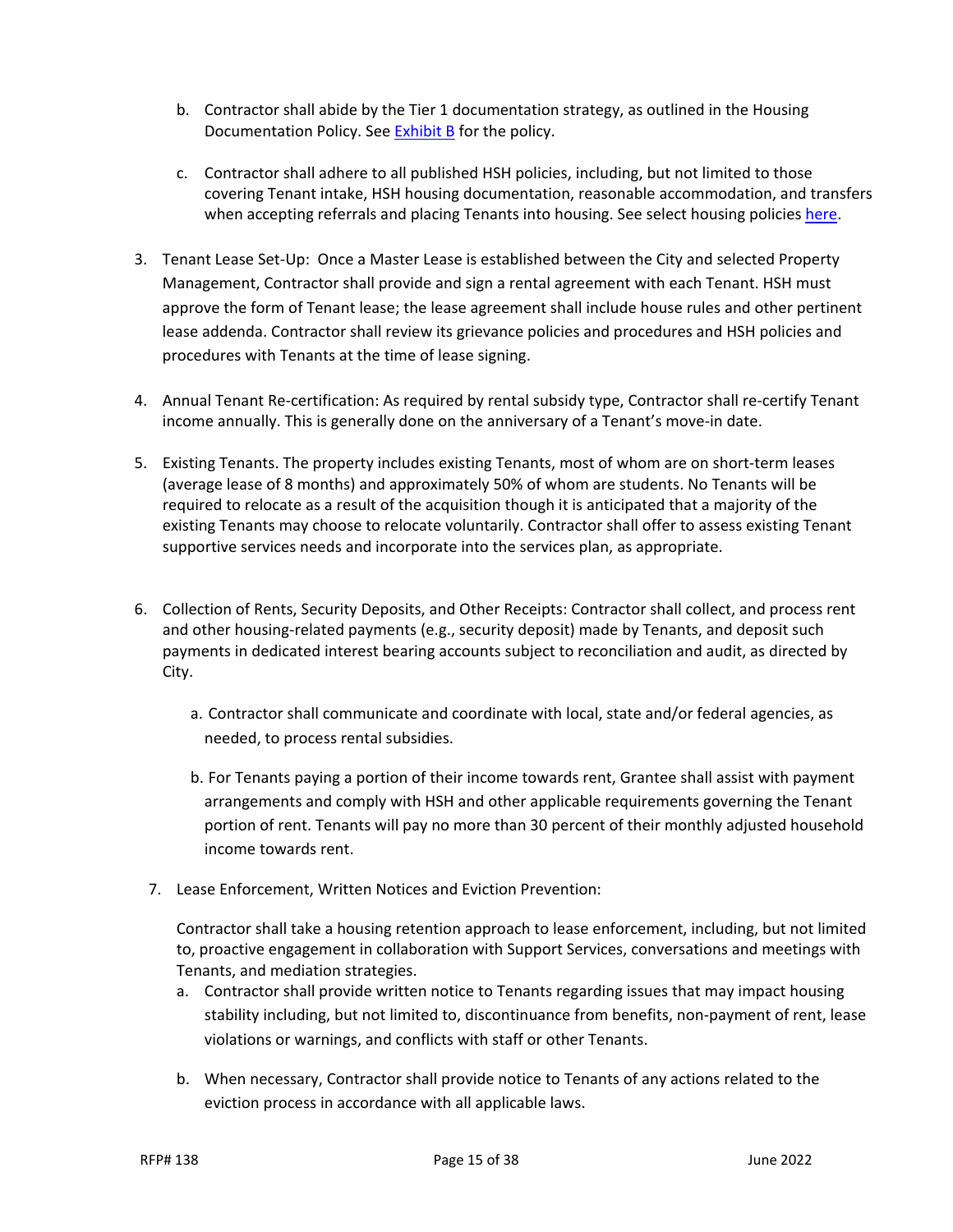b. Contractor shall abide by the Tier 1 documentation strategy, as outlined in the Housing Documentation Policy. See Exhibit B for the policy.

c. Contractor shall adhere to all published HSH policies, including, but not limited to those covering Tenant intake, HSH housing documentation, reasonable accommodation, and transfers when accepting referrals and placing Tenants into housing. See select housing policies here.

3. Tenant Lease Set-Up: Once a Master Lease is established between the City and selected Property Management, Contractor shall provide and sign a rental agreement with each Tenant. HSH must approve the form of Tenant lease; the lease agreement shall include house rules and other pertinent lease addenda. Contractor shall review its grievance policies and procedures and HSH policies and procedures with Tenants at the time of lease signing.

4. Annual Tenant Re-certification: As required by rental subsidy type, Contractor shall re-certify Tenant income annually. This is generally done on the anniversary of a Tenant's move-in date.

5. Existing Tenants. The property includes existing Tenants, most of whom are on short-term leases (average lease of 8 months) and approximately 50% of whom are students. No Tenants will be required to relocate as a result of the acquisition though it is anticipated that a majority of the existing Tenants may choose to relocate voluntarily. Contractor shall offer to assess existing Tenant supportive services needs and incorporate into the services plan, as appropriate.

6. Collection of Rents, Security Deposits, and Other Receipts: Contractor shall collect, and process rent and other housing-related payments (e.g., security deposit) made by Tenants, and deposit such payments in dedicated interest bearing accounts subject to reconciliation and audit, as directed by City.

   a. Contractor shall communicate and coordinate with local, state and/or federal agencies, as needed, to process rental subsidies.

   b. For Tenants paying a portion of their income towards rent, Grantee shall assist with payment arrangements and comply with HSH and other applicable requirements governing the Tenant portion of rent. Tenants will pay no more than 30 percent of their monthly adjusted household income towards rent.

7. Lease Enforcement, Written Notices and Eviction Prevention:

   Contractor shall take a housing retention approach to lease enforcement, including, but not limited to, proactive engagement in collaboration with Support Services, conversations and meetings with Tenants, and mediation strategies.

   a. Contractor shall provide written notice to Tenants regarding issues that may impact housing stability including, but not limited to, discontinuance from benefits, non-payment of rent, lease violations or warnings, and conflicts with staff or other Tenants.

   b. When necessary, Contractor shall provide notice to Tenants of any actions related to the eviction process in accordance with all applicable laws.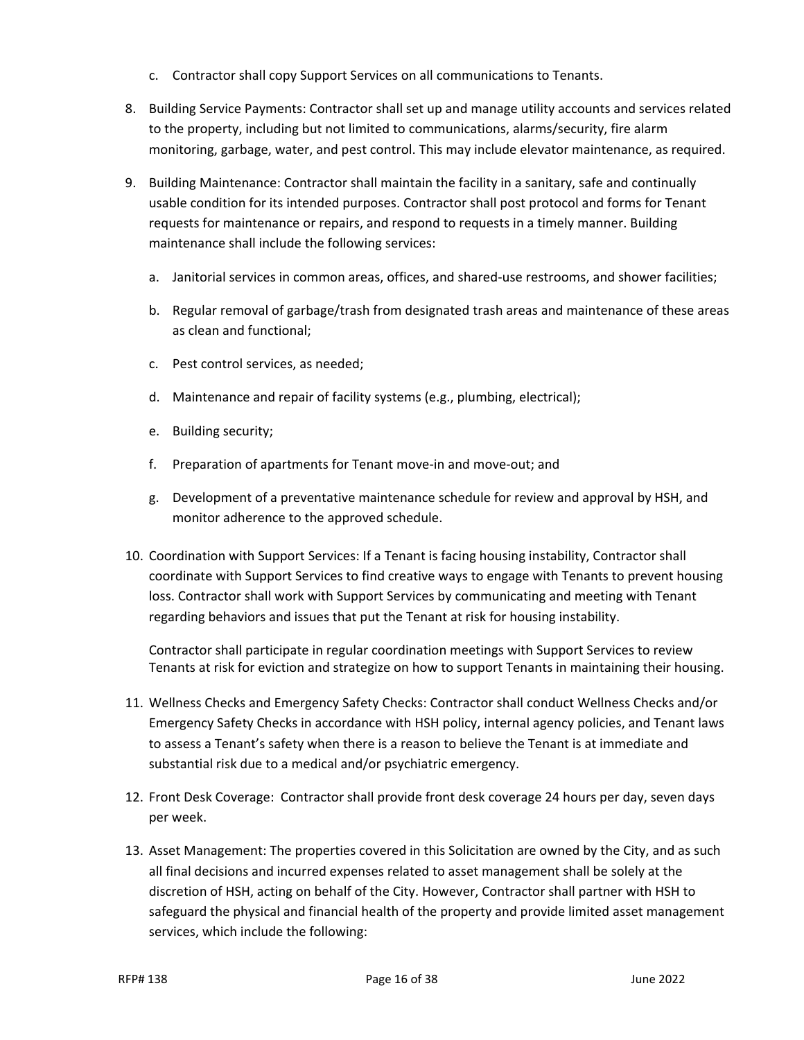c. Contractor shall copy Support Services on all communications to Tenants.

8. Building Service Payments: Contractor shall set up and manage utility accounts and services related to the property, including but not limited to communications, alarms/security, fire alarm monitoring, garbage, water, and pest control. This may include elevator maintenance, as required.

9. Building Maintenance: Contractor shall maintain the facility in a sanitary, safe and continually usable condition for its intended purposes. Contractor shall post protocol and forms for Tenant requests for maintenance or repairs, and respond to requests in a timely manner. Building maintenance shall include the following services:

   a. Janitorial services in common areas, offices, and shared-use restrooms, and shower facilities;

   b. Regular removal of garbage/trash from designated trash areas and maintenance of these areas as clean and functional;

   c. Pest control services, as needed;

   d. Maintenance and repair of facility systems (e.g., plumbing, electrical);

   e. Building security;

   f. Preparation of apartments for Tenant move-in and move-out; and

   g. Development of a preventative maintenance schedule for review and approval by HSH, and monitor adherence to the approved schedule.

10. Coordination with Support Services: If a Tenant is facing housing instability, Contractor shall coordinate with Support Services to find creative ways to engage with Tenants to prevent housing loss. Contractor shall work with Support Services by communicating and meeting with Tenant regarding behaviors and issues that put the Tenant at risk for housing instability.

    Contractor shall participate in regular coordination meetings with Support Services to review Tenants at risk for eviction and strategize on how to support Tenants in maintaining their housing.

11. Wellness Checks and Emergency Safety Checks: Contractor shall conduct Wellness Checks and/or Emergency Safety Checks in accordance with HSH policy, internal agency policies, and Tenant laws to assess a Tenant's safety when there is a reason to believe the Tenant is at immediate and substantial risk due to a medical and/or psychiatric emergency.

12. Front Desk Coverage: Contractor shall provide front desk coverage 24 hours per day, seven days per week.

13. Asset Management: The properties covered in this Solicitation are owned by the City, and as such all final decisions and incurred expenses related to asset management shall be solely at the discretion of HSH, acting on behalf of the City. However, Contractor shall partner with HSH to safeguard the physical and financial health of the property and provide limited asset management services, which include the following: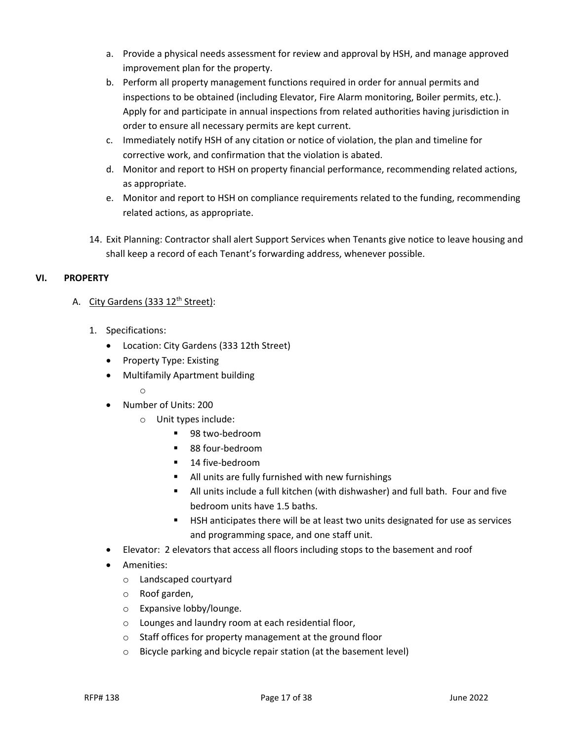a. Provide a physical needs assessment for review and approval by HSH, and manage approved improvement plan for the property.
b. Perform all property management functions required in order for annual permits and inspections to be obtained (including Elevator, Fire Alarm monitoring, Boiler permits, etc.). Apply for and participate in annual inspections from related authorities having jurisdiction in order to ensure all necessary permits are kept current.
c. Immediately notify HSH of any citation or notice of violation, the plan and timeline for corrective work, and confirmation that the violation is abated.
d. Monitor and report to HSH on property financial performance, recommending related actions, as appropriate.
e. Monitor and report to HSH on compliance requirements related to the funding, recommending related actions, as appropriate.

14. Exit Planning: Contractor shall alert Support Services when Tenants give notice to leave housing and shall keep a record of each Tenant's forwarding address, whenever possible.

## VI. PROPERTY

A. City Gardens (333 12th Street):

1. Specifications:
   - Location: City Gardens (333 12th Street)
   - Property Type: Existing
   - Multifamily Apartment building
     - 
   - Number of Units: 200
     - Unit types include:
       - 98 two-bedroom
       - 88 four-bedroom
       - 14 five-bedroom
       - All units are fully furnished with new furnishings
       - All units include a full kitchen (with dishwasher) and full bath. Four and five bedroom units have 1.5 baths.
       - HSH anticipates there will be at least two units designated for use as services and programming space, and one staff unit.
   - Elevator: 2 elevators that access all floors including stops to the basement and roof
   - Amenities:
     - Landscaped courtyard
     - Roof garden,
     - Expansive lobby/lounge.
     - Lounges and laundry room at each residential floor,
     - Staff offices for property management at the ground floor
     - Bicycle parking and bicycle repair station (at the basement level)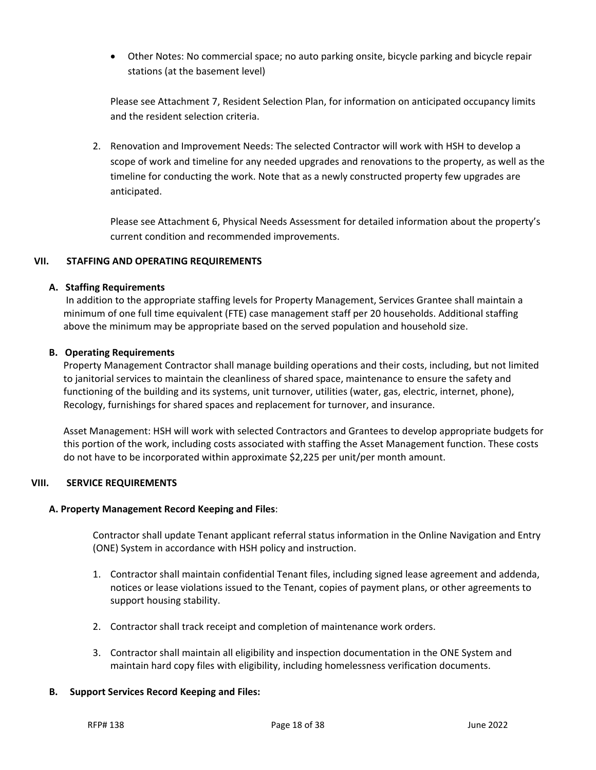- Other Notes: No commercial space; no auto parking onsite, bicycle parking and bicycle repair stations (at the basement level)

Please see Attachment 7, Resident Selection Plan, for information on anticipated occupancy limits and the resident selection criteria.

2. Renovation and Improvement Needs: The selected Contractor will work with HSH to develop a scope of work and timeline for any needed upgrades and renovations to the property, as well as the timeline for conducting the work. Note that as a newly constructed property few upgrades are anticipated.

   Please see Attachment 6, Physical Needs Assessment for detailed information about the property's current condition and recommended improvements.

## VII. STAFFING AND OPERATING REQUIREMENTS

### A. Staffing Requirements

In addition to the appropriate staffing levels for Property Management, Services Grantee shall maintain a minimum of one full time equivalent (FTE) case management staff per 20 households. Additional staffing above the minimum may be appropriate based on the served population and household size.

### B. Operating Requirements

Property Management Contractor shall manage building operations and their costs, including, but not limited to janitorial services to maintain the cleanliness of shared space, maintenance to ensure the safety and functioning of the building and its systems, unit turnover, utilities (water, gas, electric, internet, phone), Recology, furnishings for shared spaces and replacement for turnover, and insurance.

Asset Management: HSH will work with selected Contractors and Grantees to develop appropriate budgets for this portion of the work, including costs associated with staffing the Asset Management function. These costs do not have to be incorporated within approximate $2,225 per unit/per month amount.

## VIII. SERVICE REQUIREMENTS

### A. Property Management Record Keeping and Files:

Contractor shall update Tenant applicant referral status information in the Online Navigation and Entry (ONE) System in accordance with HSH policy and instruction.

1. Contractor shall maintain confidential Tenant files, including signed lease agreement and addenda, notices or lease violations issued to the Tenant, copies of payment plans, or other agreements to support housing stability.

2. Contractor shall track receipt and completion of maintenance work orders.

3. Contractor shall maintain all eligibility and inspection documentation in the ONE System and maintain hard copy files with eligibility, including homelessness verification documents.

### B. Support Services Record Keeping and Files: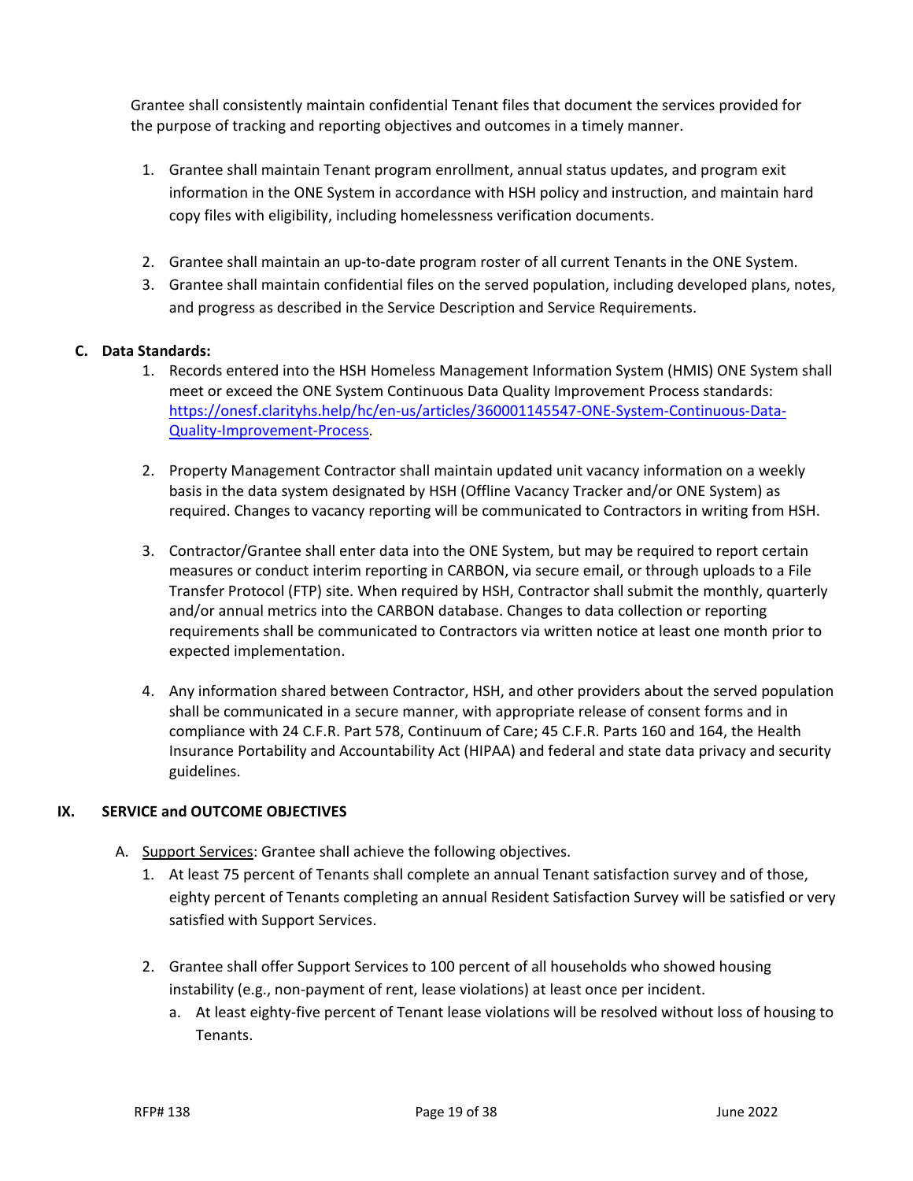Grantee shall consistently maintain confidential Tenant files that document the services provided for the purpose of tracking and reporting objectives and outcomes in a timely manner.

1. Grantee shall maintain Tenant program enrollment, annual status updates, and program exit information in the ONE System in accordance with HSH policy and instruction, and maintain hard copy files with eligibility, including homelessness verification documents.
2. Grantee shall maintain an up-to-date program roster of all current Tenants in the ONE System.
3. Grantee shall maintain confidential files on the served population, including developed plans, notes, and progress as described in the Service Description and Service Requirements.

**C. Data Standards:**

1. Records entered into the HSH Homeless Management Information System (HMIS) ONE System shall meet or exceed the ONE System Continuous Data Quality Improvement Process standards: [https://onesf.clarityhs.help/hc/en-us/articles/360001145547-ONE-System-Continuous-Data-Quality-Improvement-Process](https://onesf.clarityhs.help/hc/en-us/articles/360001145547-ONE-System-Continuous-Data-Quality-Improvement-Process).
2. Property Management Contractor shall maintain updated unit vacancy information on a weekly basis in the data system designated by HSH (Offline Vacancy Tracker and/or ONE System) as required. Changes to vacancy reporting will be communicated to Contractors in writing from HSH.
3. Contractor/Grantee shall enter data into the ONE System, but may be required to report certain measures or conduct interim reporting in CARBON, via secure email, or through uploads to a File Transfer Protocol (FTP) site. When required by HSH, Contractor shall submit the monthly, quarterly and/or annual metrics into the CARBON database. Changes to data collection or reporting requirements shall be communicated to Contractors via written notice at least one month prior to expected implementation.
4. Any information shared between Contractor, HSH, and other providers about the served population shall be communicated in a secure manner, with appropriate release of consent forms and in compliance with 24 C.F.R. Part 578, Continuum of Care; 45 C.F.R. Parts 160 and 164, the Health Insurance Portability and Accountability Act (HIPAA) and federal and state data privacy and security guidelines.

## IX. SERVICE and OUTCOME OBJECTIVES

A. Support Services: Grantee shall achieve the following objectives.

1. At least 75 percent of Tenants shall complete an annual Tenant satisfaction survey and of those, eighty percent of Tenants completing an annual Resident Satisfaction Survey will be satisfied or very satisfied with Support Services.
2. Grantee shall offer Support Services to 100 percent of all households who showed housing instability (e.g., non-payment of rent, lease violations) at least once per incident.
   a. At least eighty-five percent of Tenant lease violations will be resolved without loss of housing to Tenants.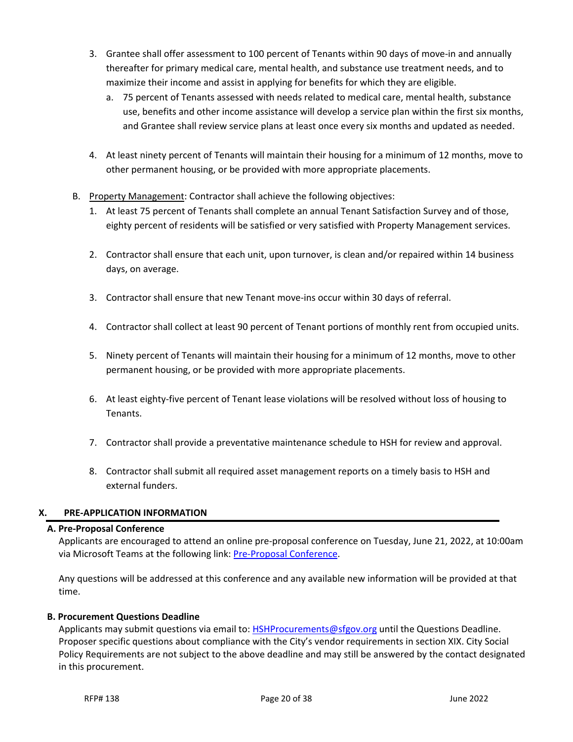3. Grantee shall offer assessment to 100 percent of Tenants within 90 days of move-in and annually thereafter for primary medical care, mental health, and substance use treatment needs, and to maximize their income and assist in applying for benefits for which they are eligible.
    a. 75 percent of Tenants assessed with needs related to medical care, mental health, substance use, benefits and other income assistance will develop a service plan within the first six months, and Grantee shall review service plans at least once every six months and updated as needed.

4. At least ninety percent of Tenants will maintain their housing for a minimum of 12 months, move to other permanent housing, or be provided with more appropriate placements.

B. <u>Property Management</u>: Contractor shall achieve the following objectives:

1. At least 75 percent of Tenants shall complete an annual Tenant Satisfaction Survey and of those, eighty percent of residents will be satisfied or very satisfied with Property Management services.

2. Contractor shall ensure that each unit, upon turnover, is clean and/or repaired within 14 business days, on average.

3. Contractor shall ensure that new Tenant move-ins occur within 30 days of referral.

4. Contractor shall collect at least 90 percent of Tenant portions of monthly rent from occupied units.

5. Ninety percent of Tenants will maintain their housing for a minimum of 12 months, move to other permanent housing, or be provided with more appropriate placements.

6. At least eighty-five percent of Tenant lease violations will be resolved without loss of housing to Tenants.

7. Contractor shall provide a preventative maintenance schedule to HSH for review and approval.

8. Contractor shall submit all required asset management reports on a timely basis to HSH and external funders.

## X. PRE-APPLICATION INFORMATION

### A. Pre-Proposal Conference

Applicants are encouraged to attend an online pre-proposal conference on Tuesday, June 21, 2022, at 10:00am via Microsoft Teams at the following link: Pre-Proposal Conference.

Any questions will be addressed at this conference and any available new information will be provided at that time.

### B. Procurement Questions Deadline

Applicants may submit questions via email to: HSHProcurements@sfgov.org until the Questions Deadline. Proposer specific questions about compliance with the City's vendor requirements in section XIX. City Social Policy Requirements are not subject to the above deadline and may still be answered by the contact designated in this procurement.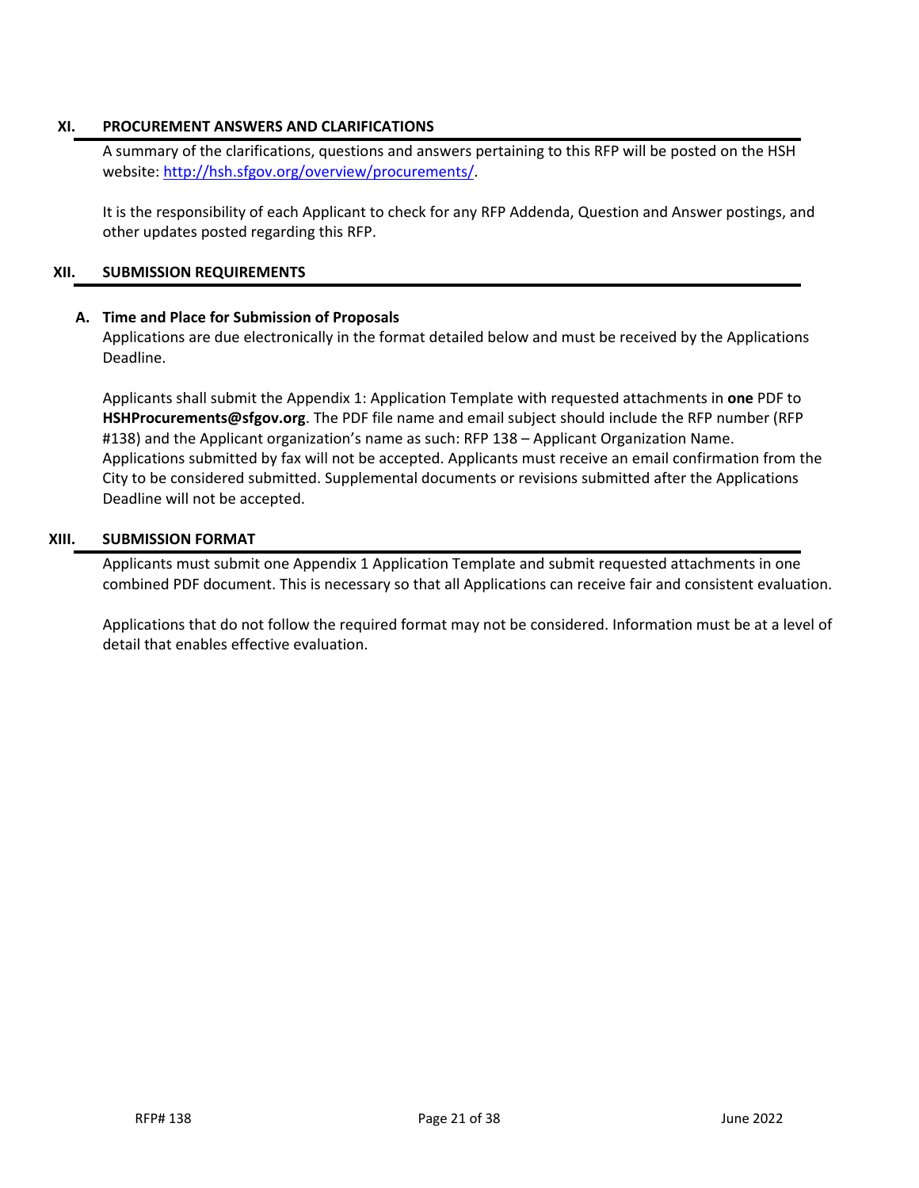## XI. PROCUREMENT ANSWERS AND CLARIFICATIONS

A summary of the clarifications, questions and answers pertaining to this RFP will be posted on the HSH website: http://hsh.sfgov.org/overview/procurements/.

It is the responsibility of each Applicant to check for any RFP Addenda, Question and Answer postings, and other updates posted regarding this RFP.

## XII. SUBMISSION REQUIREMENTS

### A. Time and Place for Submission of Proposals

Applications are due electronically in the format detailed below and must be received by the Applications Deadline.

Applicants shall submit the Appendix 1: Application Template with requested attachments in **one** PDF to **HSHProcurements@sfgov.org**. The PDF file name and email subject should include the RFP number (RFP #138) and the Applicant organization's name as such: RFP 138 – Applicant Organization Name. Applications submitted by fax will not be accepted. Applicants must receive an email confirmation from the City to be considered submitted. Supplemental documents or revisions submitted after the Applications Deadline will not be accepted.

## XIII. SUBMISSION FORMAT

Applicants must submit one Appendix 1 Application Template and submit requested attachments in one combined PDF document. This is necessary so that all Applications can receive fair and consistent evaluation.

Applications that do not follow the required format may not be considered. Information must be at a level of detail that enables effective evaluation.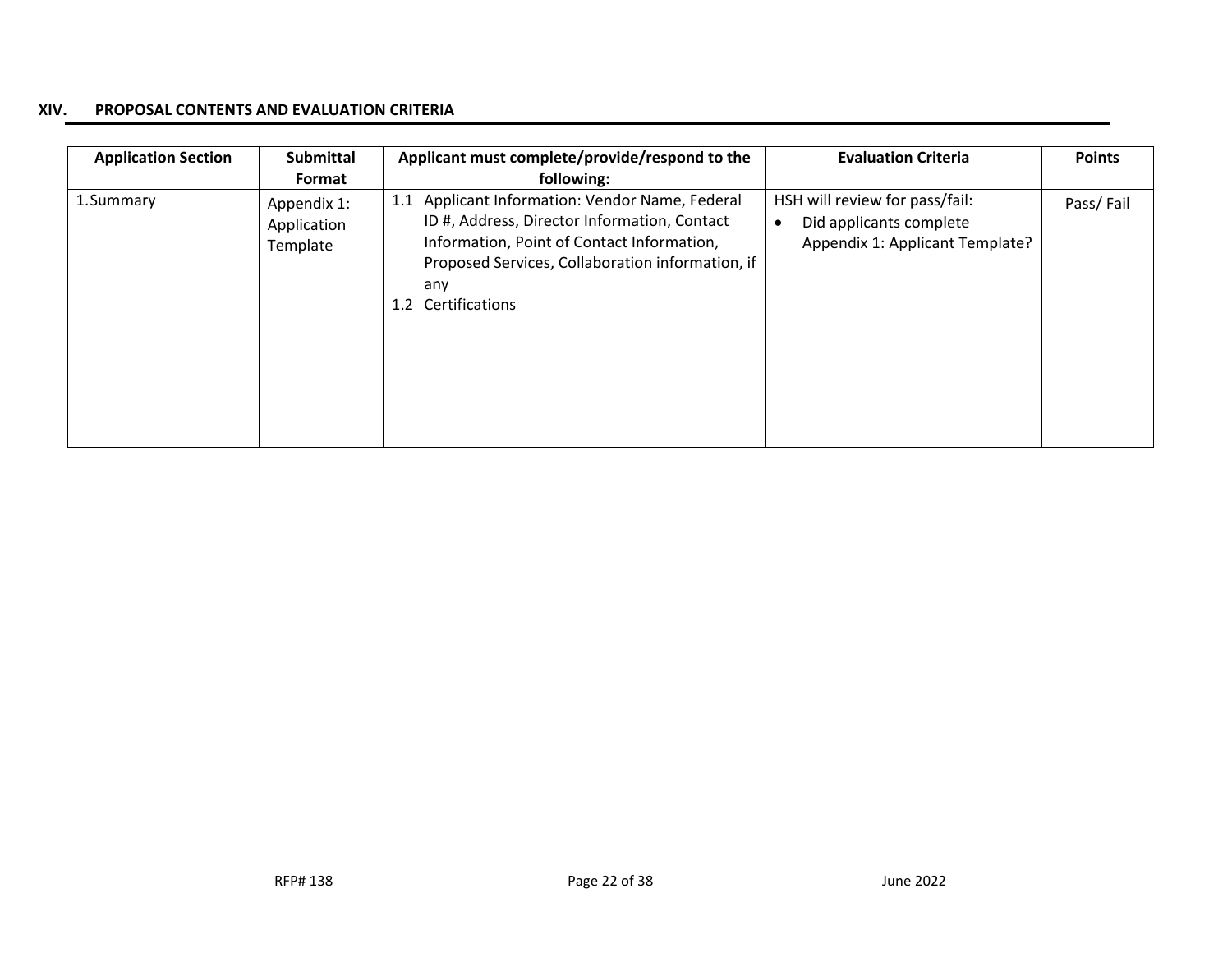## XIV. PROPOSAL CONTENTS AND EVALUATION CRITERIA

| Application Section | Submittal Format | Applicant must complete/provide/respond to the following: | Evaluation Criteria | Points |
|---|---|---|---|---|
| 1.Summary | Appendix 1: Application Template | 1.1 Applicant Information: Vendor Name, Federal ID #, Address, Director Information, Contact Information, Point of Contact Information, Proposed Services, Collaboration information, if any<br>1.2 Certifications | HSH will review for pass/fail:<br>• Did applicants complete Appendix 1: Applicant Template? | Pass/ Fail |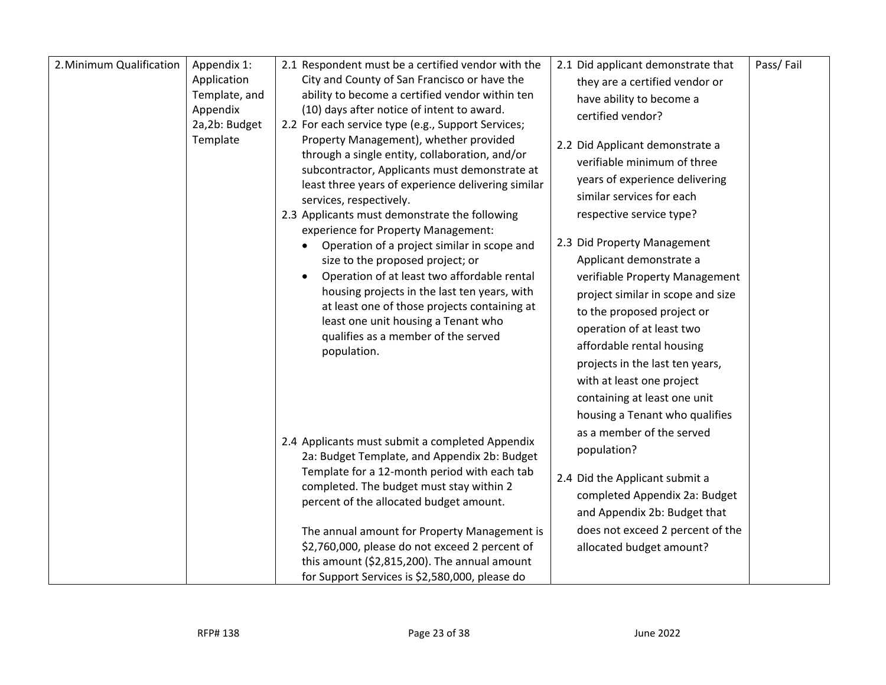| 2. Minimum Qualification | Appendix 1: Application Template, and Appendix 2a,2b: Budget Template | 2.1 Respondent must be a certified vendor with the City and County of San Francisco or have the ability to become a certified vendor within ten (10) days after notice of intent to award.<br>2.2 For each service type (e.g., Support Services; Property Management), whether provided through a single entity, collaboration, and/or subcontractor, Applicants must demonstrate at least three years of experience delivering similar services, respectively.<br>2.3 Applicants must demonstrate the following experience for Property Management:<br>• Operation of a project similar in scope and size to the proposed project; or<br>• Operation of at least two affordable rental housing projects in the last ten years, with at least one of those projects containing at least one unit housing a Tenant who qualifies as a member of the served population.<br><br>2.4 Applicants must submit a completed Appendix 2a: Budget Template, and Appendix 2b: Budget Template for a 12-month period with each tab completed. The budget must stay within 2 percent of the allocated budget amount.<br><br>The annual amount for Property Management is $2,760,000, please do not exceed 2 percent of this amount ($2,815,200). The annual amount for Support Services is $2,580,000, please do | 2.1 Did applicant demonstrate that they are a certified vendor or have ability to become a certified vendor?<br><br>2.2 Did Applicant demonstrate a verifiable minimum of three years of experience delivering similar services for each respective service type?<br><br>2.3 Did Property Management Applicant demonstrate a verifiable Property Management project similar in scope and size to the proposed project or operation of at least two affordable rental housing projects in the last ten years, with at least one project containing at least one unit housing a Tenant who qualifies as a member of the served population?<br><br>2.4 Did the Applicant submit a completed Appendix 2a: Budget and Appendix 2b: Budget that does not exceed 2 percent of the allocated budget amount? | Pass/ Fail |
|---|---|---|---|---|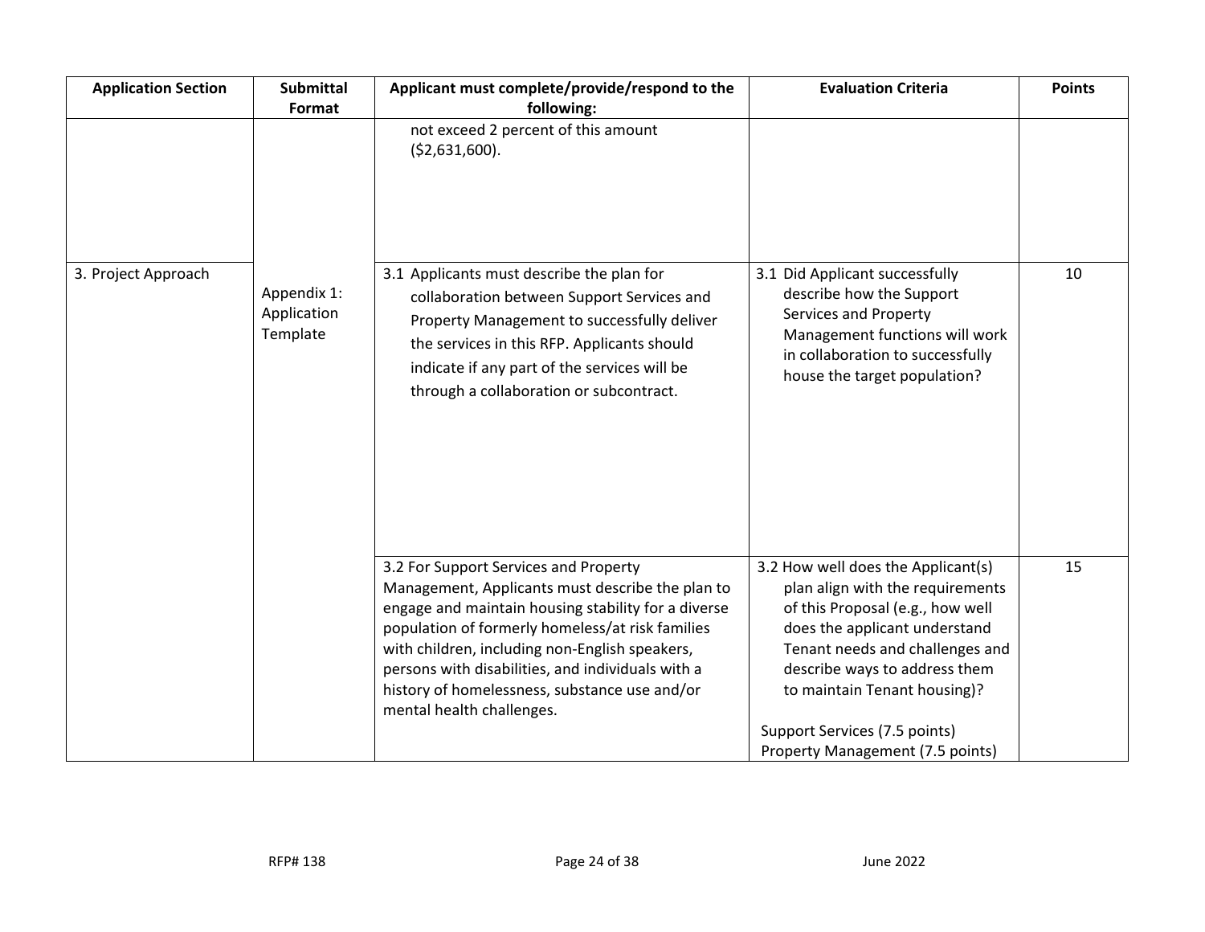| Application Section | Submittal Format | Applicant must complete/provide/respond to the following: | Evaluation Criteria | Points |
|---|---|---|---|---|
| | | not exceed 2 percent of this amount ($2,631,600). | | |
| 3. Project Approach | Appendix 1: Application Template | 3.1 Applicants must describe the plan for collaboration between Support Services and Property Management to successfully deliver the services in this RFP. Applicants should indicate if any part of the services will be through a collaboration or subcontract. | 3.1 Did Applicant successfully describe how the Support Services and Property Management functions will work in collaboration to successfully house the target population? | 10 |
| | | 3.2 For Support Services and Property Management, Applicants must describe the plan to engage and maintain housing stability for a diverse population of formerly homeless/at risk families with children, including non-English speakers, persons with disabilities, and individuals with a history of homelessness, substance use and/or mental health challenges. | 3.2 How well does the Applicant(s) plan align with the requirements of this Proposal (e.g., how well does the applicant understand Tenant needs and challenges and describe ways to address them to maintain Tenant housing)?<br><br>Support Services (7.5 points)<br>Property Management (7.5 points) | 15 |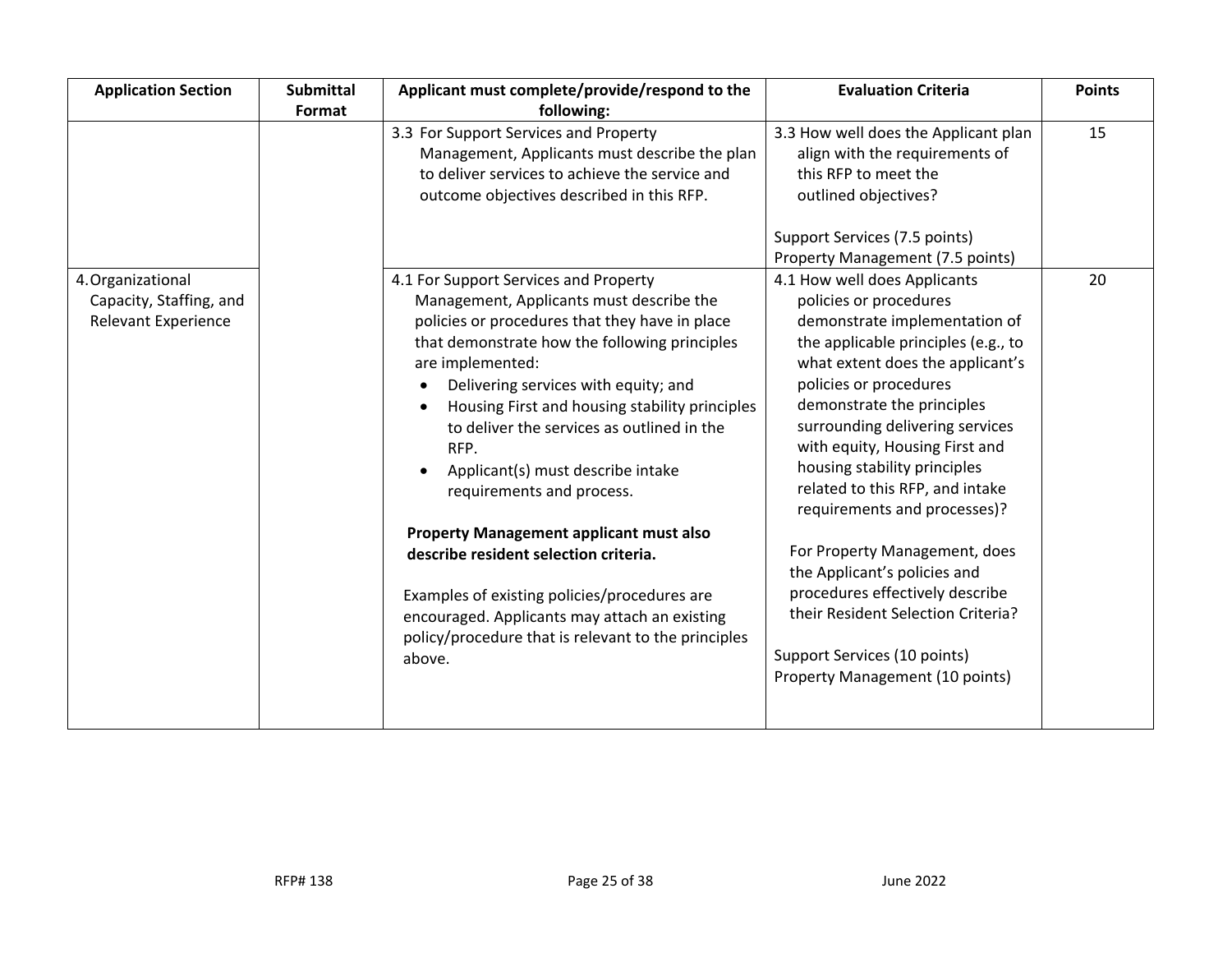| Application Section | Submittal Format | Applicant must complete/provide/respond to the following: | Evaluation Criteria | Points |
|---|---|---|---|---|
| | | 3.3 For Support Services and Property Management, Applicants must describe the plan to deliver services to achieve the service and outcome objectives described in this RFP. | 3.3 How well does the Applicant plan align with the requirements of this RFP to meet the outlined objectives?<br><br>Support Services (7.5 points)<br>Property Management (7.5 points) | 15 |
| 4. Organizational Capacity, Staffing, and Relevant Experience | | 4.1 For Support Services and Property Management, Applicants must describe the policies or procedures that they have in place that demonstrate how the following principles are implemented:<br>• Delivering services with equity; and<br>• Housing First and housing stability principles to deliver the services as outlined in the RFP.<br>• Applicant(s) must describe intake requirements and process.<br><br>**Property Management applicant must also describe resident selection criteria.**<br><br>Examples of existing policies/procedures are encouraged. Applicants may attach an existing policy/procedure that is relevant to the principles above. | 4.1 How well does Applicants policies or procedures demonstrate implementation of the applicable principles (e.g., to what extent does the applicant's policies or procedures demonstrate the principles surrounding delivering services with equity, Housing First and housing stability principles related to this RFP, and intake requirements and processes)?<br><br>For Property Management, does the Applicant's policies and procedures effectively describe their Resident Selection Criteria?<br><br>Support Services (10 points)<br>Property Management (10 points) | 20 |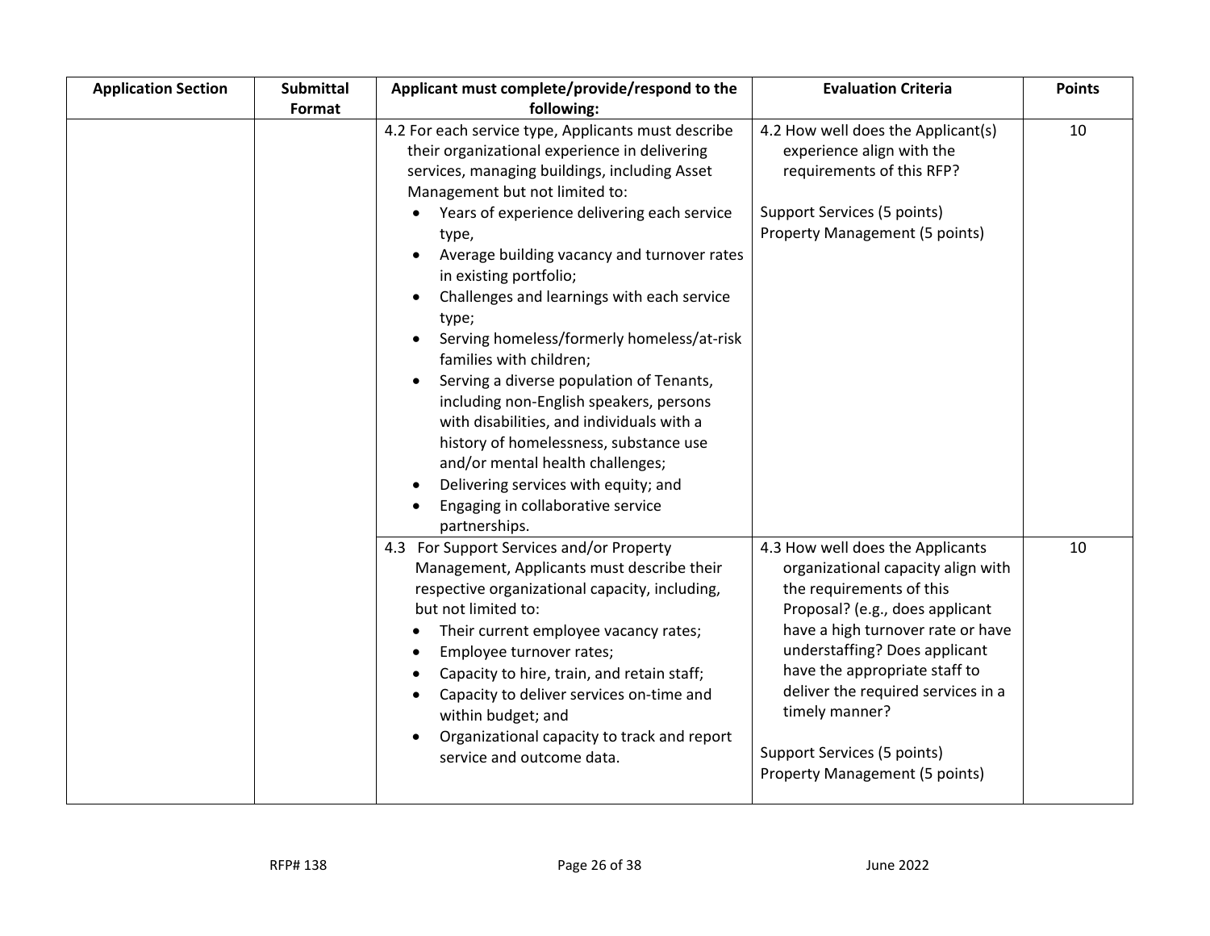| Application Section | Submittal Format | Applicant must complete/provide/respond to the following: | Evaluation Criteria | Points |
|---|---|---|---|---|
| | | 4.2 For each service type, Applicants must describe their organizational experience in delivering services, managing buildings, including Asset Management but not limited to:<br>• Years of experience delivering each service type,<br>• Average building vacancy and turnover rates in existing portfolio;<br>• Challenges and learnings with each service type;<br>• Serving homeless/formerly homeless/at-risk families with children;<br>• Serving a diverse population of Tenants, including non-English speakers, persons with disabilities, and individuals with a history of homelessness, substance use and/or mental health challenges;<br>• Delivering services with equity; and<br>• Engaging in collaborative service partnerships. | 4.2 How well does the Applicant(s) experience align with the requirements of this RFP?<br><br>Support Services (5 points)<br>Property Management (5 points) | 10 |
| | | 4.3 For Support Services and/or Property Management, Applicants must describe their respective organizational capacity, including, but not limited to:<br>• Their current employee vacancy rates;<br>• Employee turnover rates;<br>• Capacity to hire, train, and retain staff;<br>• Capacity to deliver services on-time and within budget; and<br>• Organizational capacity to track and report service and outcome data. | 4.3 How well does the Applicants organizational capacity align with the requirements of this Proposal? (e.g., does applicant have a high turnover rate or have understaffing? Does applicant have the appropriate staff to deliver the required services in a timely manner?<br><br>Support Services (5 points)<br>Property Management (5 points) | 10 |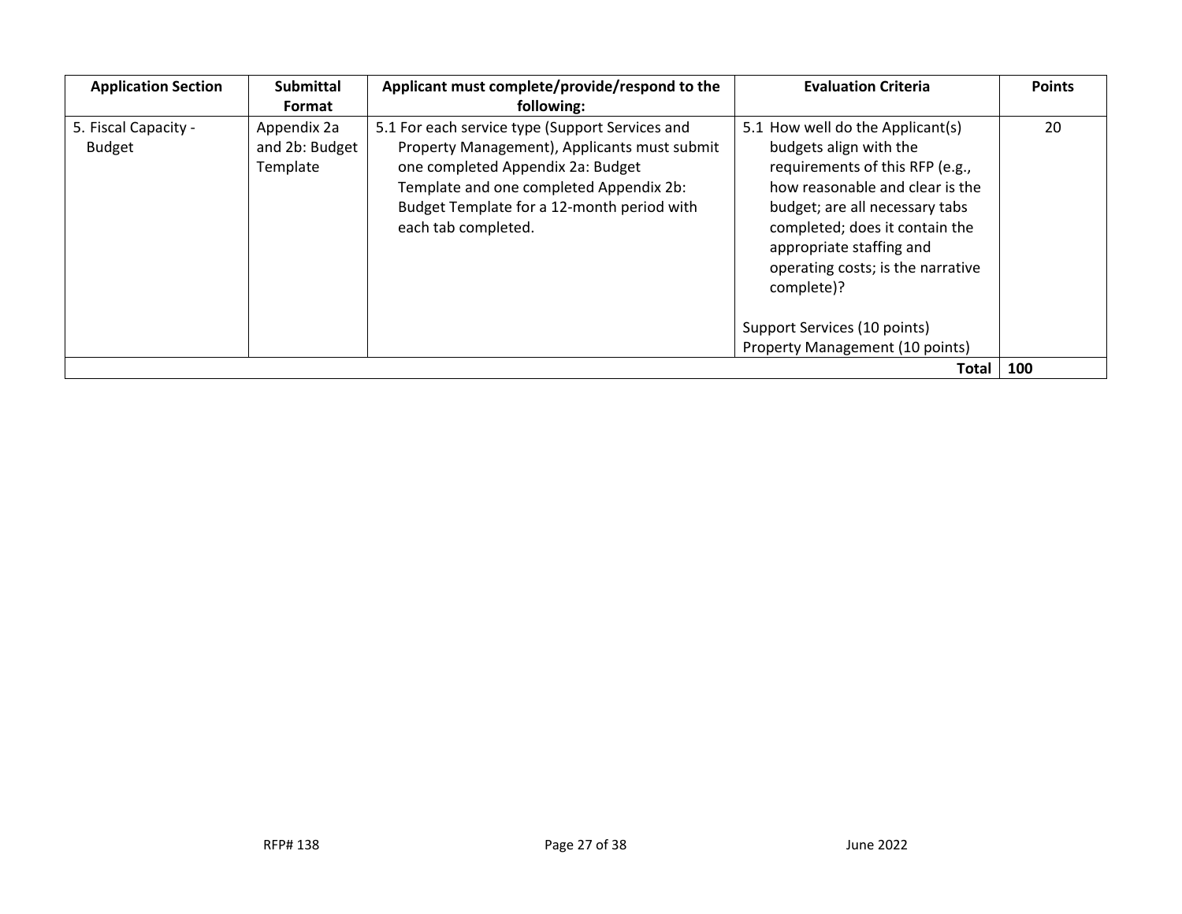| Application Section | Submittal Format | Applicant must complete/provide/respond to the following: | Evaluation Criteria | Points |
| --- | --- | --- | --- | --- |
| 5. Fiscal Capacity - Budget | Appendix 2a and 2b: Budget Template | 5.1 For each service type (Support Services and Property Management), Applicants must submit one completed Appendix 2a: Budget Template and one completed Appendix 2b: Budget Template for a 12-month period with each tab completed. | 5.1 How well do the Applicant(s) budgets align with the requirements of this RFP (e.g., how reasonable and clear is the budget; are all necessary tabs completed; does it contain the appropriate staffing and operating costs; is the narrative complete)?<br><br>Support Services (10 points)<br>Property Management (10 points) | 20 |
| | | | **Total** | **100** |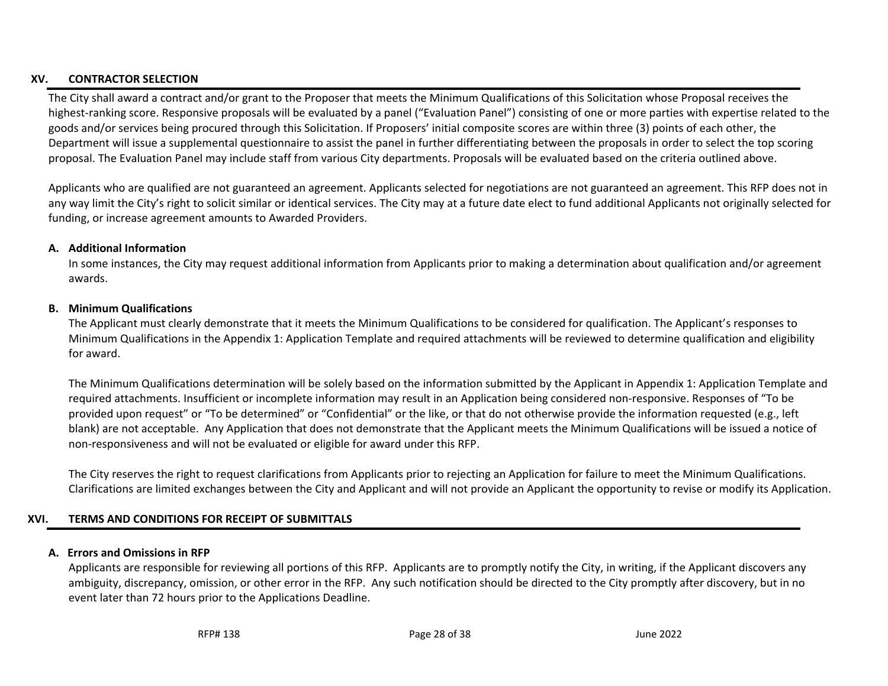## XV. CONTRACTOR SELECTION

The City shall award a contract and/or grant to the Proposer that meets the Minimum Qualifications of this Solicitation whose Proposal receives the highest-ranking score. Responsive proposals will be evaluated by a panel ("Evaluation Panel") consisting of one or more parties with expertise related to the goods and/or services being procured through this Solicitation. If Proposers' initial composite scores are within three (3) points of each other, the Department will issue a supplemental questionnaire to assist the panel in further differentiating between the proposals in order to select the top scoring proposal. The Evaluation Panel may include staff from various City departments. Proposals will be evaluated based on the criteria outlined above.

Applicants who are qualified are not guaranteed an agreement. Applicants selected for negotiations are not guaranteed an agreement. This RFP does not in any way limit the City's right to solicit similar or identical services. The City may at a future date elect to fund additional Applicants not originally selected for funding, or increase agreement amounts to Awarded Providers.

### A. Additional Information

In some instances, the City may request additional information from Applicants prior to making a determination about qualification and/or agreement awards.

### B. Minimum Qualifications

The Applicant must clearly demonstrate that it meets the Minimum Qualifications to be considered for qualification. The Applicant's responses to Minimum Qualifications in the Appendix 1: Application Template and required attachments will be reviewed to determine qualification and eligibility for award.

The Minimum Qualifications determination will be solely based on the information submitted by the Applicant in Appendix 1: Application Template and required attachments. Insufficient or incomplete information may result in an Application being considered non-responsive. Responses of "To be provided upon request" or "To be determined" or "Confidential" or the like, or that do not otherwise provide the information requested (e.g., left blank) are not acceptable. Any Application that does not demonstrate that the Applicant meets the Minimum Qualifications will be issued a notice of non-responsiveness and will not be evaluated or eligible for award under this RFP.

The City reserves the right to request clarifications from Applicants prior to rejecting an Application for failure to meet the Minimum Qualifications. Clarifications are limited exchanges between the City and Applicant and will not provide an Applicant the opportunity to revise or modify its Application.

## XVI. TERMS AND CONDITIONS FOR RECEIPT OF SUBMITTALS

### A. Errors and Omissions in RFP

Applicants are responsible for reviewing all portions of this RFP. Applicants are to promptly notify the City, in writing, if the Applicant discovers any ambiguity, discrepancy, omission, or other error in the RFP. Any such notification should be directed to the City promptly after discovery, but in no event later than 72 hours prior to the Applications Deadline.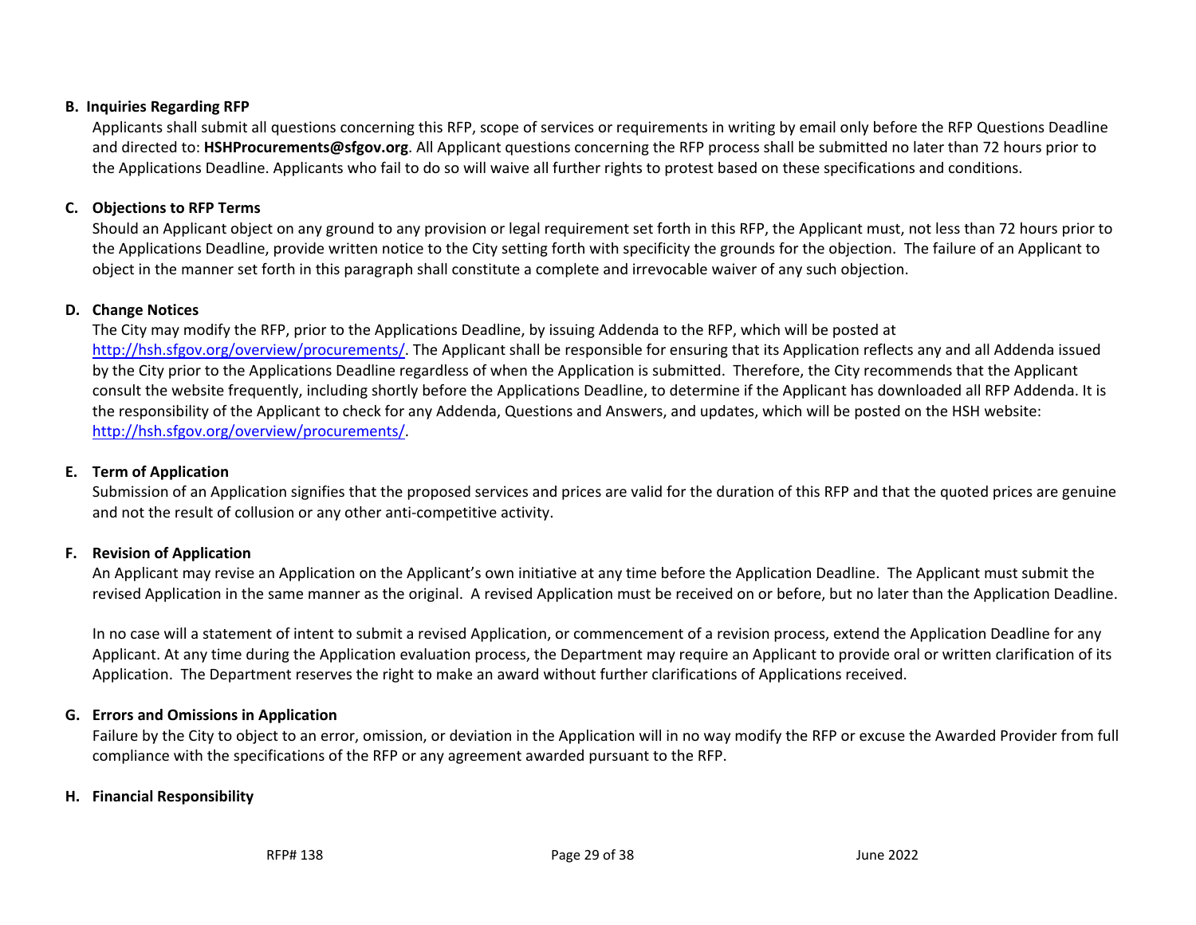**B. Inquiries Regarding RFP**

Applicants shall submit all questions concerning this RFP, scope of services or requirements in writing by email only before the RFP Questions Deadline and directed to: **HSHProcurements@sfgov.org**. All Applicant questions concerning the RFP process shall be submitted no later than 72 hours prior to the Applications Deadline. Applicants who fail to do so will waive all further rights to protest based on these specifications and conditions.

**C. Objections to RFP Terms**

Should an Applicant object on any ground to any provision or legal requirement set forth in this RFP, the Applicant must, not less than 72 hours prior to the Applications Deadline, provide written notice to the City setting forth with specificity the grounds for the objection. The failure of an Applicant to object in the manner set forth in this paragraph shall constitute a complete and irrevocable waiver of any such objection.

**D. Change Notices**

The City may modify the RFP, prior to the Applications Deadline, by issuing Addenda to the RFP, which will be posted at [http://hsh.sfgov.org/overview/procurements/](http://hsh.sfgov.org/overview/procurements/). The Applicant shall be responsible for ensuring that its Application reflects any and all Addenda issued by the City prior to the Applications Deadline regardless of when the Application is submitted. Therefore, the City recommends that the Applicant consult the website frequently, including shortly before the Applications Deadline, to determine if the Applicant has downloaded all RFP Addenda. It is the responsibility of the Applicant to check for any Addenda, Questions and Answers, and updates, which will be posted on the HSH website: [http://hsh.sfgov.org/overview/procurements/](http://hsh.sfgov.org/overview/procurements/).

**E. Term of Application**

Submission of an Application signifies that the proposed services and prices are valid for the duration of this RFP and that the quoted prices are genuine and not the result of collusion or any other anti-competitive activity.

**F. Revision of Application**

An Applicant may revise an Application on the Applicant's own initiative at any time before the Application Deadline. The Applicant must submit the revised Application in the same manner as the original. A revised Application must be received on or before, but no later than the Application Deadline.

In no case will a statement of intent to submit a revised Application, or commencement of a revision process, extend the Application Deadline for any Applicant. At any time during the Application evaluation process, the Department may require an Applicant to provide oral or written clarification of its Application. The Department reserves the right to make an award without further clarifications of Applications received.

**G. Errors and Omissions in Application**

Failure by the City to object to an error, omission, or deviation in the Application will in no way modify the RFP or excuse the Awarded Provider from full compliance with the specifications of the RFP or any agreement awarded pursuant to the RFP.

**H. Financial Responsibility**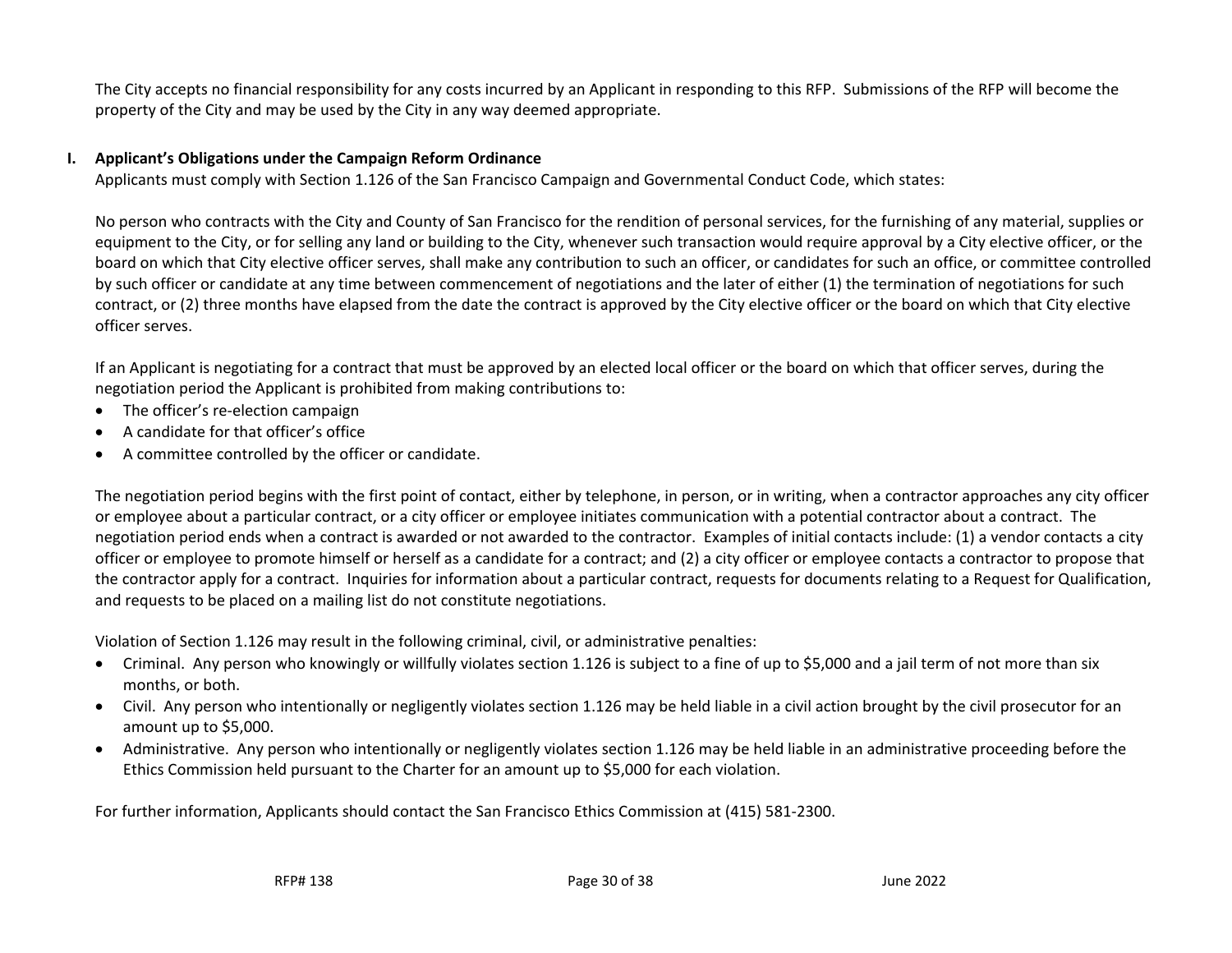The City accepts no financial responsibility for any costs incurred by an Applicant in responding to this RFP. Submissions of the RFP will become the property of the City and may be used by the City in any way deemed appropriate.

**I. Applicant's Obligations under the Campaign Reform Ordinance**

Applicants must comply with Section 1.126 of the San Francisco Campaign and Governmental Conduct Code, which states:

No person who contracts with the City and County of San Francisco for the rendition of personal services, for the furnishing of any material, supplies or equipment to the City, or for selling any land or building to the City, whenever such transaction would require approval by a City elective officer, or the board on which that City elective officer serves, shall make any contribution to such an officer, or candidates for such an office, or committee controlled by such officer or candidate at any time between commencement of negotiations and the later of either (1) the termination of negotiations for such contract, or (2) three months have elapsed from the date the contract is approved by the City elective officer or the board on which that City elective officer serves.

If an Applicant is negotiating for a contract that must be approved by an elected local officer or the board on which that officer serves, during the negotiation period the Applicant is prohibited from making contributions to:

- The officer's re-election campaign
- A candidate for that officer's office
- A committee controlled by the officer or candidate.

The negotiation period begins with the first point of contact, either by telephone, in person, or in writing, when a contractor approaches any city officer or employee about a particular contract, or a city officer or employee initiates communication with a potential contractor about a contract. The negotiation period ends when a contract is awarded or not awarded to the contractor. Examples of initial contacts include: (1) a vendor contacts a city officer or employee to promote himself or herself as a candidate for a contract; and (2) a city officer or employee contacts a contractor to propose that the contractor apply for a contract. Inquiries for information about a particular contract, requests for documents relating to a Request for Qualification, and requests to be placed on a mailing list do not constitute negotiations.

Violation of Section 1.126 may result in the following criminal, civil, or administrative penalties:

- Criminal. Any person who knowingly or willfully violates section 1.126 is subject to a fine of up to $5,000 and a jail term of not more than six months, or both.
- Civil. Any person who intentionally or negligently violates section 1.126 may be held liable in a civil action brought by the civil prosecutor for an amount up to $5,000.
- Administrative. Any person who intentionally or negligently violates section 1.126 may be held liable in an administrative proceeding before the Ethics Commission held pursuant to the Charter for an amount up to $5,000 for each violation.

For further information, Applicants should contact the San Francisco Ethics Commission at (415) 581-2300.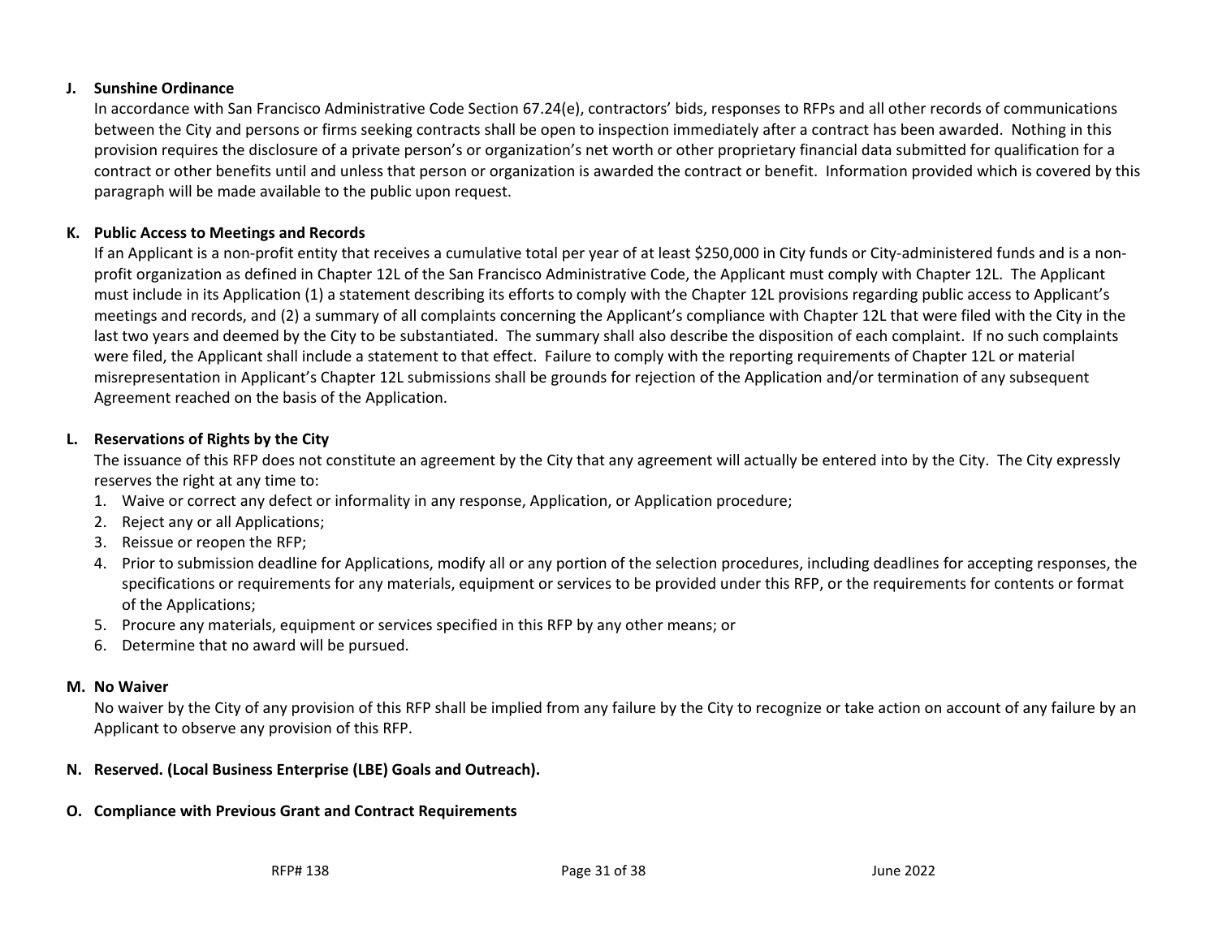**J. Sunshine Ordinance**

In accordance with San Francisco Administrative Code Section 67.24(e), contractors' bids, responses to RFPs and all other records of communications between the City and persons or firms seeking contracts shall be open to inspection immediately after a contract has been awarded. Nothing in this provision requires the disclosure of a private person's or organization's net worth or other proprietary financial data submitted for qualification for a contract or other benefits until and unless that person or organization is awarded the contract or benefit. Information provided which is covered by this paragraph will be made available to the public upon request.

**K. Public Access to Meetings and Records**

If an Applicant is a non-profit entity that receives a cumulative total per year of at least $250,000 in City funds or City-administered funds and is a non-profit organization as defined in Chapter 12L of the San Francisco Administrative Code, the Applicant must comply with Chapter 12L. The Applicant must include in its Application (1) a statement describing its efforts to comply with the Chapter 12L provisions regarding public access to Applicant's meetings and records, and (2) a summary of all complaints concerning the Applicant's compliance with Chapter 12L that were filed with the City in the last two years and deemed by the City to be substantiated. The summary shall also describe the disposition of each complaint. If no such complaints were filed, the Applicant shall include a statement to that effect. Failure to comply with the reporting requirements of Chapter 12L or material misrepresentation in Applicant's Chapter 12L submissions shall be grounds for rejection of the Application and/or termination of any subsequent Agreement reached on the basis of the Application.

**L. Reservations of Rights by the City**

The issuance of this RFP does not constitute an agreement by the City that any agreement will actually be entered into by the City. The City expressly reserves the right at any time to:

1. Waive or correct any defect or informality in any response, Application, or Application procedure;
2. Reject any or all Applications;
3. Reissue or reopen the RFP;
4. Prior to submission deadline for Applications, modify all or any portion of the selection procedures, including deadlines for accepting responses, the specifications or requirements for any materials, equipment or services to be provided under this RFP, or the requirements for contents or format of the Applications;
5. Procure any materials, equipment or services specified in this RFP by any other means; or
6. Determine that no award will be pursued.

**M. No Waiver**

No waiver by the City of any provision of this RFP shall be implied from any failure by the City to recognize or take action on account of any failure by an Applicant to observe any provision of this RFP.

**N. Reserved. (Local Business Enterprise (LBE) Goals and Outreach).**

**O. Compliance with Previous Grant and Contract Requirements**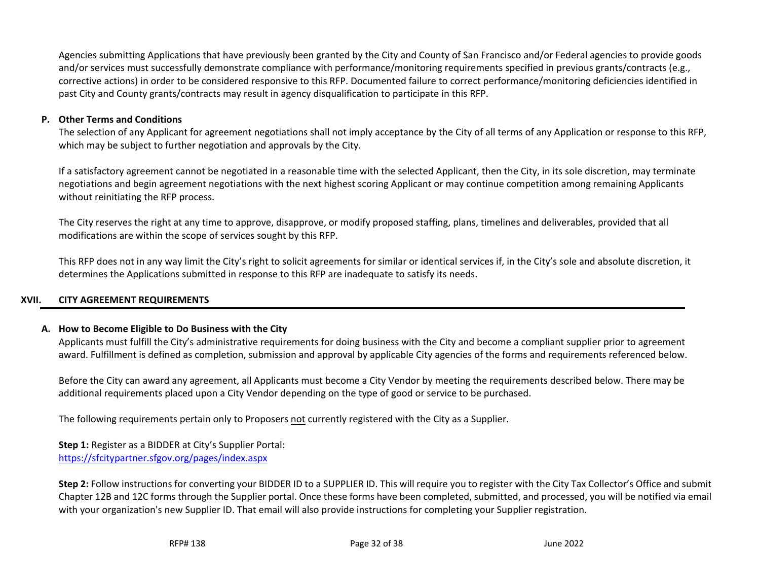Agencies submitting Applications that have previously been granted by the City and County of San Francisco and/or Federal agencies to provide goods and/or services must successfully demonstrate compliance with performance/monitoring requirements specified in previous grants/contracts (e.g., corrective actions) in order to be considered responsive to this RFP. Documented failure to correct performance/monitoring deficiencies identified in past City and County grants/contracts may result in agency disqualification to participate in this RFP.

### P. Other Terms and Conditions

The selection of any Applicant for agreement negotiations shall not imply acceptance by the City of all terms of any Application or response to this RFP, which may be subject to further negotiation and approvals by the City.

If a satisfactory agreement cannot be negotiated in a reasonable time with the selected Applicant, then the City, in its sole discretion, may terminate negotiations and begin agreement negotiations with the next highest scoring Applicant or may continue competition among remaining Applicants without reinitiating the RFP process.

The City reserves the right at any time to approve, disapprove, or modify proposed staffing, plans, timelines and deliverables, provided that all modifications are within the scope of services sought by this RFP.

This RFP does not in any way limit the City's right to solicit agreements for similar or identical services if, in the City's sole and absolute discretion, it determines the Applications submitted in response to this RFP are inadequate to satisfy its needs.

## XVII. CITY AGREEMENT REQUIREMENTS

### A. How to Become Eligible to Do Business with the City

Applicants must fulfill the City's administrative requirements for doing business with the City and become a compliant supplier prior to agreement award. Fulfillment is defined as completion, submission and approval by applicable City agencies of the forms and requirements referenced below.

Before the City can award any agreement, all Applicants must become a City Vendor by meeting the requirements described below. There may be additional requirements placed upon a City Vendor depending on the type of good or service to be purchased.

The following requirements pertain only to Proposers not currently registered with the City as a Supplier.

**Step 1:** Register as a BIDDER at City's Supplier Portal:
https://sfcitypartner.sfgov.org/pages/index.aspx

**Step 2:** Follow instructions for converting your BIDDER ID to a SUPPLIER ID. This will require you to register with the City Tax Collector's Office and submit Chapter 12B and 12C forms through the Supplier portal. Once these forms have been completed, submitted, and processed, you will be notified via email with your organization's new Supplier ID. That email will also provide instructions for completing your Supplier registration.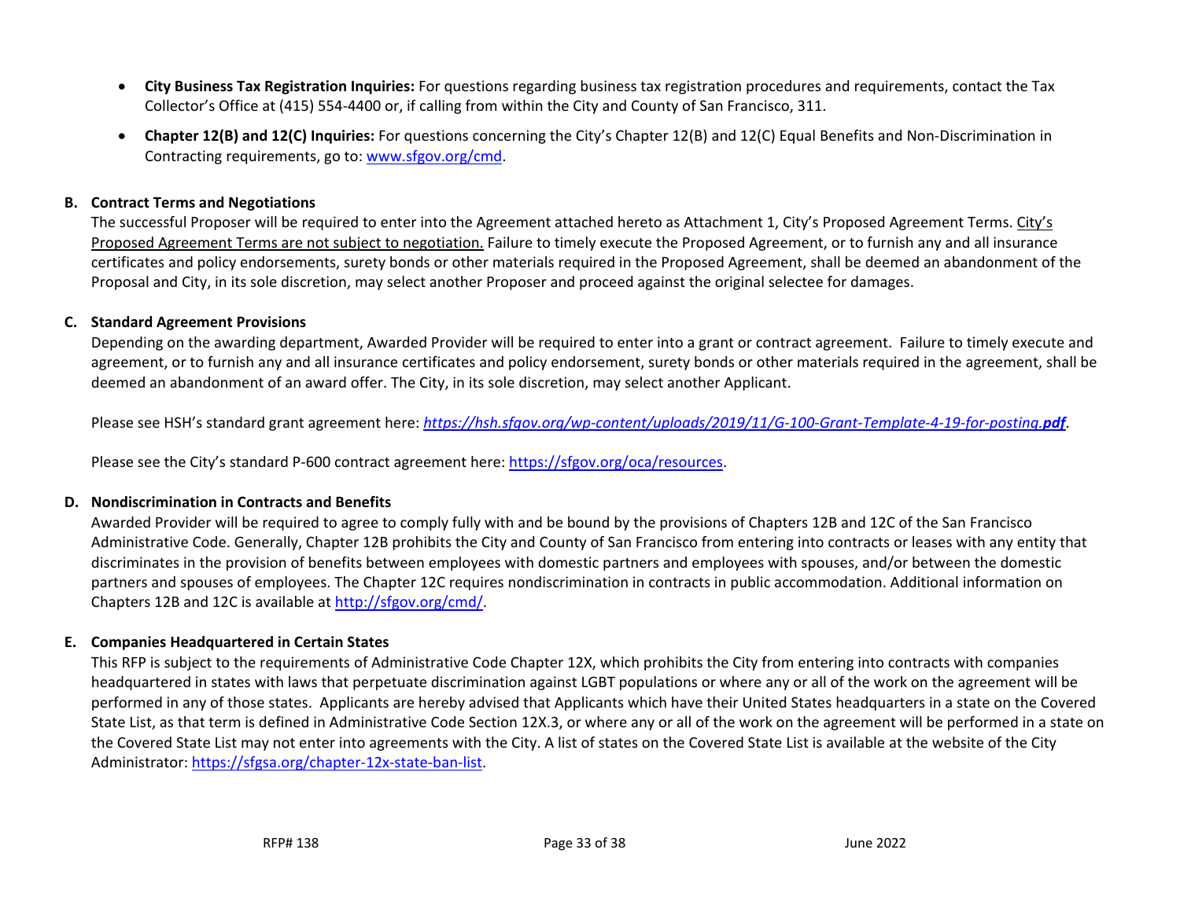- **City Business Tax Registration Inquiries:** For questions regarding business tax registration procedures and requirements, contact the Tax Collector's Office at (415) 554-4400 or, if calling from within the City and County of San Francisco, 311.
- **Chapter 12(B) and 12(C) Inquiries:** For questions concerning the City's Chapter 12(B) and 12(C) Equal Benefits and Non-Discrimination in Contracting requirements, go to: www.sfgov.org/cmd.

**B. Contract Terms and Negotiations**

The successful Proposer will be required to enter into the Agreement attached hereto as Attachment 1, City's Proposed Agreement Terms. City's Proposed Agreement Terms are not subject to negotiation. Failure to timely execute the Proposed Agreement, or to furnish any and all insurance certificates and policy endorsements, surety bonds or other materials required in the Proposed Agreement, shall be deemed an abandonment of the Proposal and City, in its sole discretion, may select another Proposer and proceed against the original selectee for damages.

**C. Standard Agreement Provisions**

Depending on the awarding department, Awarded Provider will be required to enter into a grant or contract agreement. Failure to timely execute and agreement, or to furnish any and all insurance certificates and policy endorsement, surety bonds or other materials required in the agreement, shall be deemed an abandonment of an award offer. The City, in its sole discretion, may select another Applicant.

Please see HSH's standard grant agreement here: *https://hsh.sfgov.org/wp-content/uploads/2019/11/G-100-Grant-Template-4-19-for-posting.**pdf***.

Please see the City's standard P-600 contract agreement here: https://sfgov.org/oca/resources.

**D. Nondiscrimination in Contracts and Benefits**

Awarded Provider will be required to agree to comply fully with and be bound by the provisions of Chapters 12B and 12C of the San Francisco Administrative Code. Generally, Chapter 12B prohibits the City and County of San Francisco from entering into contracts or leases with any entity that discriminates in the provision of benefits between employees with domestic partners and employees with spouses, and/or between the domestic partners and spouses of employees. The Chapter 12C requires nondiscrimination in contracts in public accommodation. Additional information on Chapters 12B and 12C is available at http://sfgov.org/cmd/.

**E. Companies Headquartered in Certain States**

This RFP is subject to the requirements of Administrative Code Chapter 12X, which prohibits the City from entering into contracts with companies headquartered in states with laws that perpetuate discrimination against LGBT populations or where any or all of the work on the agreement will be performed in any of those states. Applicants are hereby advised that Applicants which have their United States headquarters in a state on the Covered State List, as that term is defined in Administrative Code Section 12X.3, or where any or all of the work on the agreement will be performed in a state on the Covered State List may not enter into agreements with the City. A list of states on the Covered State List is available at the website of the City Administrator: https://sfgsa.org/chapter-12x-state-ban-list.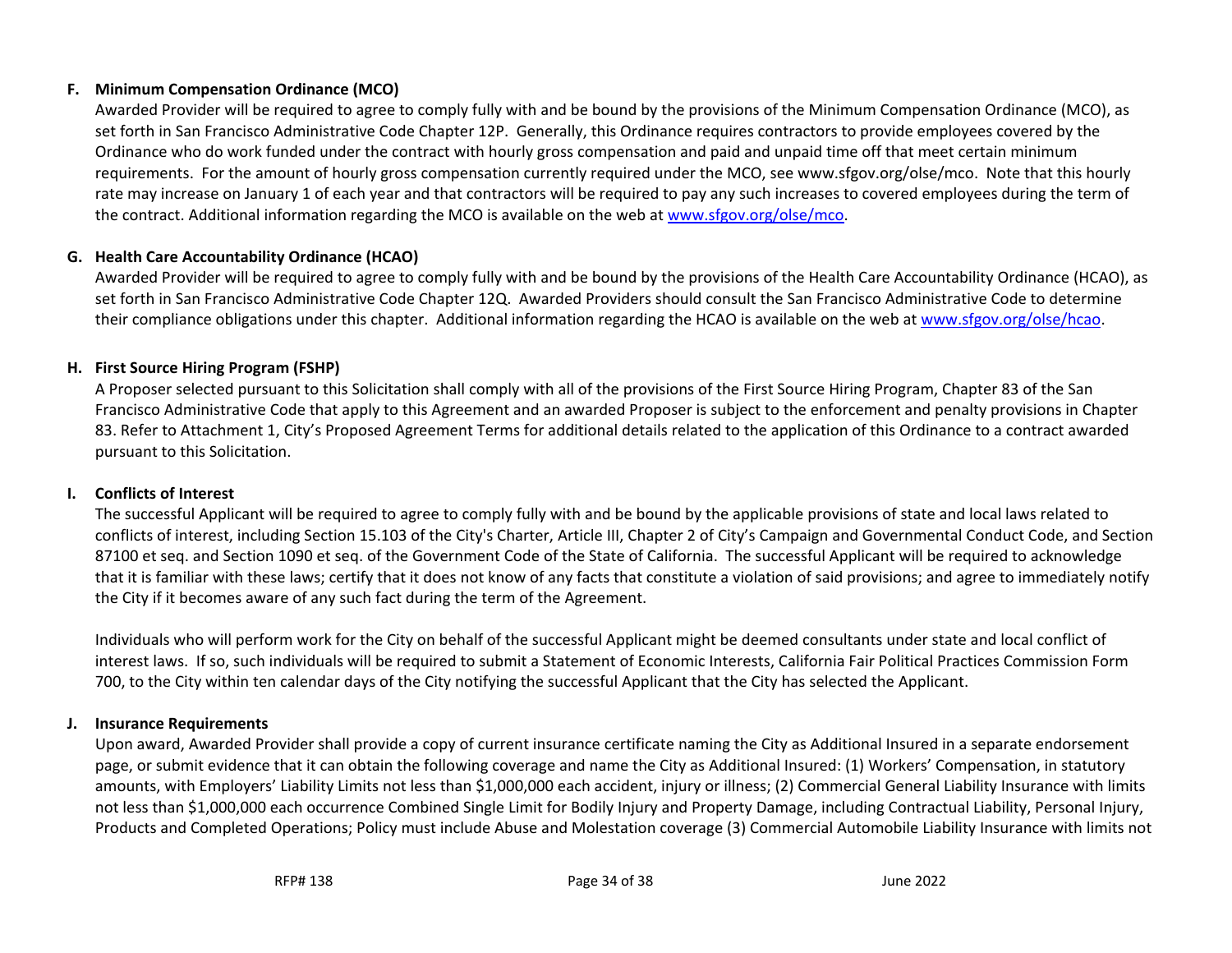**F. Minimum Compensation Ordinance (MCO)**

Awarded Provider will be required to agree to comply fully with and be bound by the provisions of the Minimum Compensation Ordinance (MCO), as set forth in San Francisco Administrative Code Chapter 12P. Generally, this Ordinance requires contractors to provide employees covered by the Ordinance who do work funded under the contract with hourly gross compensation and paid and unpaid time off that meet certain minimum requirements. For the amount of hourly gross compensation currently required under the MCO, see www.sfgov.org/olse/mco. Note that this hourly rate may increase on January 1 of each year and that contractors will be required to pay any such increases to covered employees during the term of the contract. Additional information regarding the MCO is available on the web at [www.sfgov.org/olse/mco](www.sfgov.org/olse/mco).

**G. Health Care Accountability Ordinance (HCAO)**

Awarded Provider will be required to agree to comply fully with and be bound by the provisions of the Health Care Accountability Ordinance (HCAO), as set forth in San Francisco Administrative Code Chapter 12Q. Awarded Providers should consult the San Francisco Administrative Code to determine their compliance obligations under this chapter. Additional information regarding the HCAO is available on the web at [www.sfgov.org/olse/hcao](www.sfgov.org/olse/hcao).

**H. First Source Hiring Program (FSHP)**

A Proposer selected pursuant to this Solicitation shall comply with all of the provisions of the First Source Hiring Program, Chapter 83 of the San Francisco Administrative Code that apply to this Agreement and an awarded Proposer is subject to the enforcement and penalty provisions in Chapter 83. Refer to Attachment 1, City's Proposed Agreement Terms for additional details related to the application of this Ordinance to a contract awarded pursuant to this Solicitation.

**I. Conflicts of Interest**

The successful Applicant will be required to agree to comply fully with and be bound by the applicable provisions of state and local laws related to conflicts of interest, including Section 15.103 of the City's Charter, Article III, Chapter 2 of City's Campaign and Governmental Conduct Code, and Section 87100 et seq. and Section 1090 et seq. of the Government Code of the State of California. The successful Applicant will be required to acknowledge that it is familiar with these laws; certify that it does not know of any facts that constitute a violation of said provisions; and agree to immediately notify the City if it becomes aware of any such fact during the term of the Agreement.

Individuals who will perform work for the City on behalf of the successful Applicant might be deemed consultants under state and local conflict of interest laws. If so, such individuals will be required to submit a Statement of Economic Interests, California Fair Political Practices Commission Form 700, to the City within ten calendar days of the City notifying the successful Applicant that the City has selected the Applicant.

**J. Insurance Requirements**

Upon award, Awarded Provider shall provide a copy of current insurance certificate naming the City as Additional Insured in a separate endorsement page, or submit evidence that it can obtain the following coverage and name the City as Additional Insured: (1) Workers' Compensation, in statutory amounts, with Employers' Liability Limits not less than $1,000,000 each accident, injury or illness; (2) Commercial General Liability Insurance with limits not less than $1,000,000 each occurrence Combined Single Limit for Bodily Injury and Property Damage, including Contractual Liability, Personal Injury, Products and Completed Operations; Policy must include Abuse and Molestation coverage (3) Commercial Automobile Liability Insurance with limits not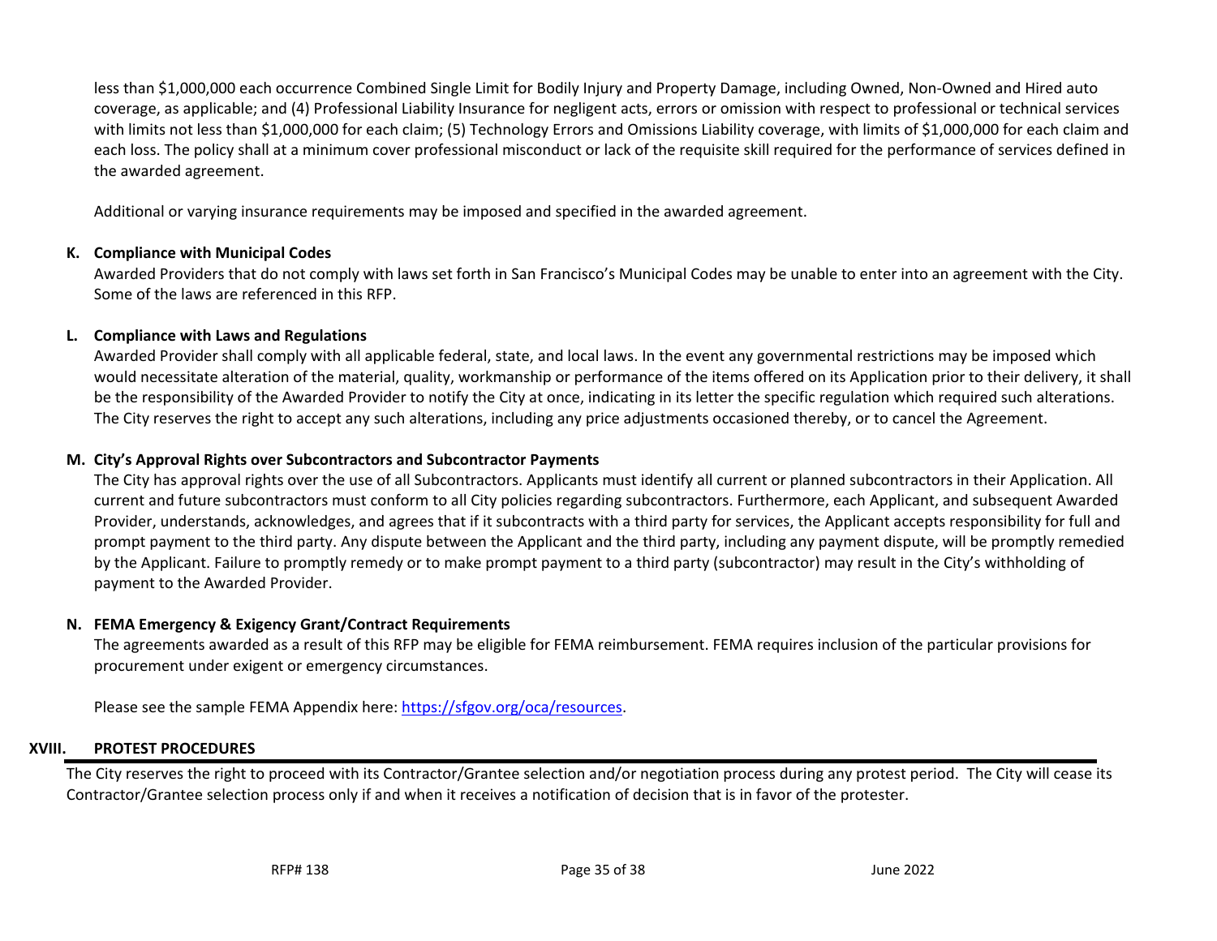less than $1,000,000 each occurrence Combined Single Limit for Bodily Injury and Property Damage, including Owned, Non-Owned and Hired auto coverage, as applicable; and (4) Professional Liability Insurance for negligent acts, errors or omission with respect to professional or technical services with limits not less than $1,000,000 for each claim; (5) Technology Errors and Omissions Liability coverage, with limits of $1,000,000 for each claim and each loss. The policy shall at a minimum cover professional misconduct or lack of the requisite skill required for the performance of services defined in the awarded agreement.

Additional or varying insurance requirements may be imposed and specified in the awarded agreement.

### K. Compliance with Municipal Codes

Awarded Providers that do not comply with laws set forth in San Francisco's Municipal Codes may be unable to enter into an agreement with the City. Some of the laws are referenced in this RFP.

### L. Compliance with Laws and Regulations

Awarded Provider shall comply with all applicable federal, state, and local laws. In the event any governmental restrictions may be imposed which would necessitate alteration of the material, quality, workmanship or performance of the items offered on its Application prior to their delivery, it shall be the responsibility of the Awarded Provider to notify the City at once, indicating in its letter the specific regulation which required such alterations. The City reserves the right to accept any such alterations, including any price adjustments occasioned thereby, or to cancel the Agreement.

### M. City's Approval Rights over Subcontractors and Subcontractor Payments

The City has approval rights over the use of all Subcontractors. Applicants must identify all current or planned subcontractors in their Application. All current and future subcontractors must conform to all City policies regarding subcontractors. Furthermore, each Applicant, and subsequent Awarded Provider, understands, acknowledges, and agrees that if it subcontracts with a third party for services, the Applicant accepts responsibility for full and prompt payment to the third party. Any dispute between the Applicant and the third party, including any payment dispute, will be promptly remedied by the Applicant. Failure to promptly remedy or to make prompt payment to a third party (subcontractor) may result in the City's withholding of payment to the Awarded Provider.

### N. FEMA Emergency & Exigency Grant/Contract Requirements

The agreements awarded as a result of this RFP may be eligible for FEMA reimbursement. FEMA requires inclusion of the particular provisions for procurement under exigent or emergency circumstances.

Please see the sample FEMA Appendix here: [https://sfgov.org/oca/resources](https://sfgov.org/oca/resources).

## XVIII. PROTEST PROCEDURES

The City reserves the right to proceed with its Contractor/Grantee selection and/or negotiation process during any protest period. The City will cease its Contractor/Grantee selection process only if and when it receives a notification of decision that is in favor of the protester.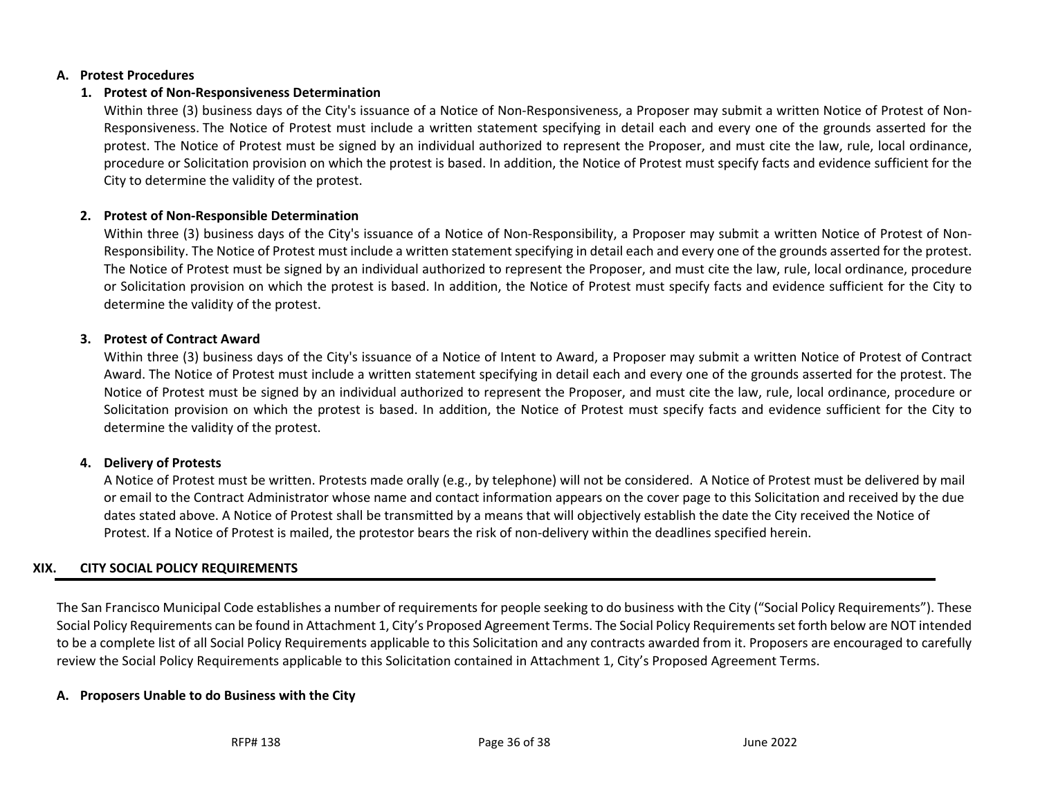### A. Protest Procedures

#### 1. Protest of Non-Responsiveness Determination

Within three (3) business days of the City's issuance of a Notice of Non-Responsiveness, a Proposer may submit a written Notice of Protest of Non-Responsiveness. The Notice of Protest must include a written statement specifying in detail each and every one of the grounds asserted for the protest. The Notice of Protest must be signed by an individual authorized to represent the Proposer, and must cite the law, rule, local ordinance, procedure or Solicitation provision on which the protest is based. In addition, the Notice of Protest must specify facts and evidence sufficient for the City to determine the validity of the protest.

#### 2. Protest of Non-Responsible Determination

Within three (3) business days of the City's issuance of a Notice of Non-Responsibility, a Proposer may submit a written Notice of Protest of Non-Responsibility. The Notice of Protest must include a written statement specifying in detail each and every one of the grounds asserted for the protest. The Notice of Protest must be signed by an individual authorized to represent the Proposer, and must cite the law, rule, local ordinance, procedure or Solicitation provision on which the protest is based. In addition, the Notice of Protest must specify facts and evidence sufficient for the City to determine the validity of the protest.

#### 3. Protest of Contract Award

Within three (3) business days of the City's issuance of a Notice of Intent to Award, a Proposer may submit a written Notice of Protest of Contract Award. The Notice of Protest must include a written statement specifying in detail each and every one of the grounds asserted for the protest. The Notice of Protest must be signed by an individual authorized to represent the Proposer, and must cite the law, rule, local ordinance, procedure or Solicitation provision on which the protest is based. In addition, the Notice of Protest must specify facts and evidence sufficient for the City to determine the validity of the protest.

#### 4. Delivery of Protests

A Notice of Protest must be written. Protests made orally (e.g., by telephone) will not be considered. A Notice of Protest must be delivered by mail or email to the Contract Administrator whose name and contact information appears on the cover page to this Solicitation and received by the due dates stated above. A Notice of Protest shall be transmitted by a means that will objectively establish the date the City received the Notice of Protest. If a Notice of Protest is mailed, the protestor bears the risk of non-delivery within the deadlines specified herein.

## XIX. CITY SOCIAL POLICY REQUIREMENTS

The San Francisco Municipal Code establishes a number of requirements for people seeking to do business with the City ("Social Policy Requirements"). These Social Policy Requirements can be found in Attachment 1, City's Proposed Agreement Terms. The Social Policy Requirements set forth below are NOT intended to be a complete list of all Social Policy Requirements applicable to this Solicitation and any contracts awarded from it. Proposers are encouraged to carefully review the Social Policy Requirements applicable to this Solicitation contained in Attachment 1, City's Proposed Agreement Terms.

### A. Proposers Unable to do Business with the City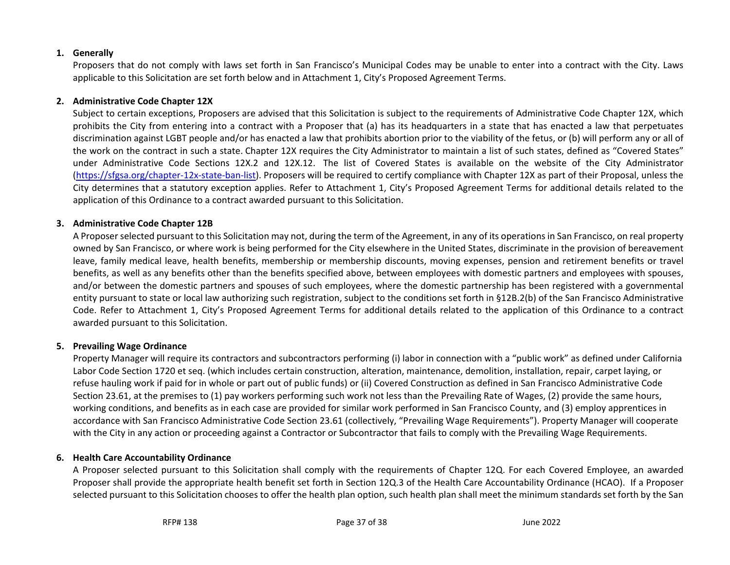1. **Generally**

   Proposers that do not comply with laws set forth in San Francisco's Municipal Codes may be unable to enter into a contract with the City. Laws applicable to this Solicitation are set forth below and in Attachment 1, City's Proposed Agreement Terms.

2. **Administrative Code Chapter 12X**

   Subject to certain exceptions, Proposers are advised that this Solicitation is subject to the requirements of Administrative Code Chapter 12X, which prohibits the City from entering into a contract with a Proposer that (a) has its headquarters in a state that has enacted a law that perpetuates discrimination against LGBT people and/or has enacted a law that prohibits abortion prior to the viability of the fetus, or (b) will perform any or all of the work on the contract in such a state. Chapter 12X requires the City Administrator to maintain a list of such states, defined as "Covered States" under Administrative Code Sections 12X.2 and 12X.12. The list of Covered States is available on the website of the City Administrator (https://sfgsa.org/chapter-12x-state-ban-list). Proposers will be required to certify compliance with Chapter 12X as part of their Proposal, unless the City determines that a statutory exception applies. Refer to Attachment 1, City's Proposed Agreement Terms for additional details related to the application of this Ordinance to a contract awarded pursuant to this Solicitation.

3. **Administrative Code Chapter 12B**

   A Proposer selected pursuant to this Solicitation may not, during the term of the Agreement, in any of its operations in San Francisco, on real property owned by San Francisco, or where work is being performed for the City elsewhere in the United States, discriminate in the provision of bereavement leave, family medical leave, health benefits, membership or membership discounts, moving expenses, pension and retirement benefits or travel benefits, as well as any benefits other than the benefits specified above, between employees with domestic partners and employees with spouses, and/or between the domestic partners and spouses of such employees, where the domestic partnership has been registered with a governmental entity pursuant to state or local law authorizing such registration, subject to the conditions set forth in §12B.2(b) of the San Francisco Administrative Code. Refer to Attachment 1, City's Proposed Agreement Terms for additional details related to the application of this Ordinance to a contract awarded pursuant to this Solicitation.

5. **Prevailing Wage Ordinance**

   Property Manager will require its contractors and subcontractors performing (i) labor in connection with a "public work" as defined under California Labor Code Section 1720 et seq. (which includes certain construction, alteration, maintenance, demolition, installation, repair, carpet laying, or refuse hauling work if paid for in whole or part out of public funds) or (ii) Covered Construction as defined in San Francisco Administrative Code Section 23.61, at the premises to (1) pay workers performing such work not less than the Prevailing Rate of Wages, (2) provide the same hours, working conditions, and benefits as in each case are provided for similar work performed in San Francisco County, and (3) employ apprentices in accordance with San Francisco Administrative Code Section 23.61 (collectively, "Prevailing Wage Requirements"). Property Manager will cooperate with the City in any action or proceeding against a Contractor or Subcontractor that fails to comply with the Prevailing Wage Requirements.

6. **Health Care Accountability Ordinance**

   A Proposer selected pursuant to this Solicitation shall comply with the requirements of Chapter 12Q. For each Covered Employee, an awarded Proposer shall provide the appropriate health benefit set forth in Section 12Q.3 of the Health Care Accountability Ordinance (HCAO). If a Proposer selected pursuant to this Solicitation chooses to offer the health plan option, such health plan shall meet the minimum standards set forth by the San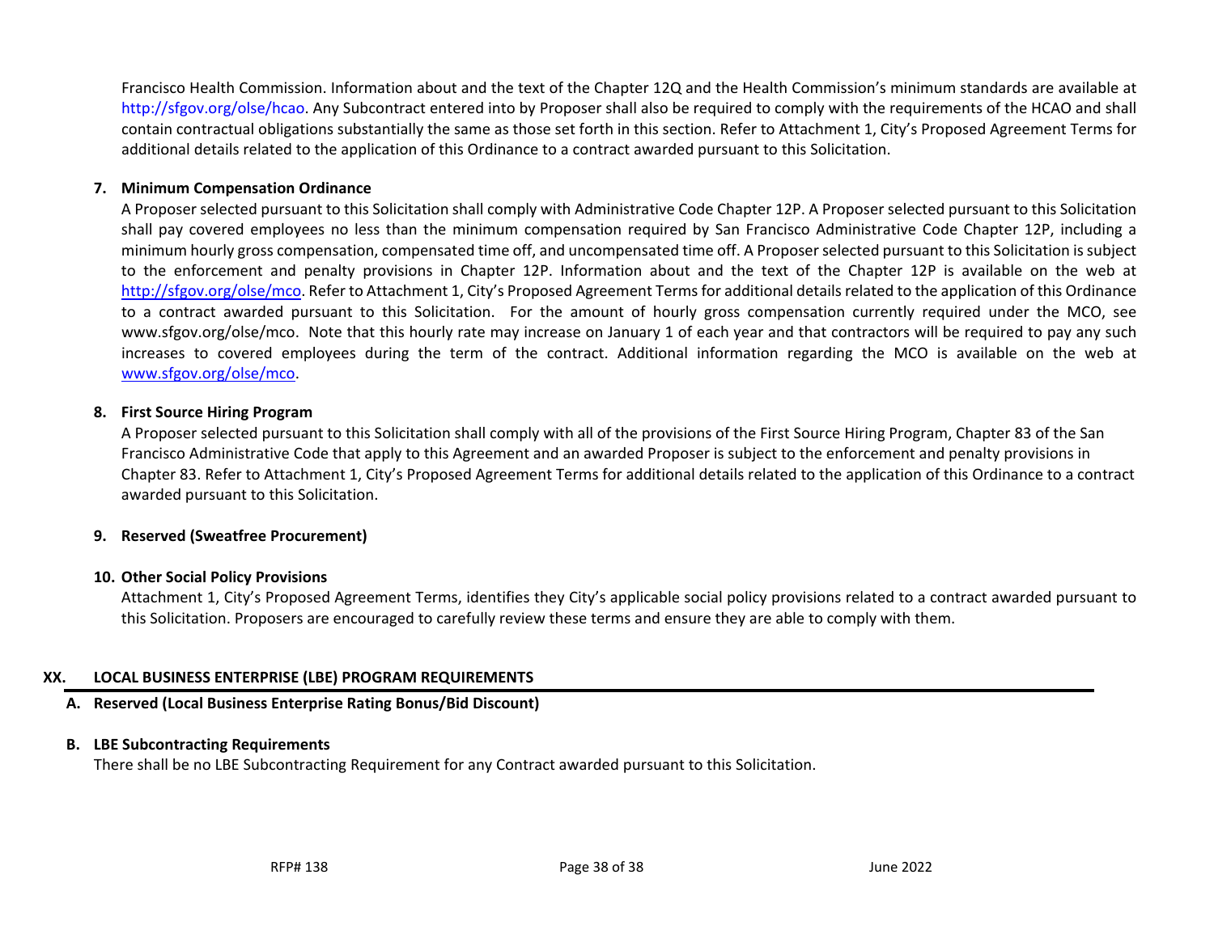Francisco Health Commission. Information about and the text of the Chapter 12Q and the Health Commission's minimum standards are available at http://sfgov.org/olse/hcao. Any Subcontract entered into by Proposer shall also be required to comply with the requirements of the HCAO and shall contain contractual obligations substantially the same as those set forth in this section. Refer to Attachment 1, City's Proposed Agreement Terms for additional details related to the application of this Ordinance to a contract awarded pursuant to this Solicitation.

**7. Minimum Compensation Ordinance**

A Proposer selected pursuant to this Solicitation shall comply with Administrative Code Chapter 12P. A Proposer selected pursuant to this Solicitation shall pay covered employees no less than the minimum compensation required by San Francisco Administrative Code Chapter 12P, including a minimum hourly gross compensation, compensated time off, and uncompensated time off. A Proposer selected pursuant to this Solicitation is subject to the enforcement and penalty provisions in Chapter 12P. Information about and the text of the Chapter 12P is available on the web at http://sfgov.org/olse/mco. Refer to Attachment 1, City's Proposed Agreement Terms for additional details related to the application of this Ordinance to a contract awarded pursuant to this Solicitation. For the amount of hourly gross compensation currently required under the MCO, see www.sfgov.org/olse/mco. Note that this hourly rate may increase on January 1 of each year and that contractors will be required to pay any such increases to covered employees during the term of the contract. Additional information regarding the MCO is available on the web at www.sfgov.org/olse/mco.

**8. First Source Hiring Program**

A Proposer selected pursuant to this Solicitation shall comply with all of the provisions of the First Source Hiring Program, Chapter 83 of the San Francisco Administrative Code that apply to this Agreement and an awarded Proposer is subject to the enforcement and penalty provisions in Chapter 83. Refer to Attachment 1, City's Proposed Agreement Terms for additional details related to the application of this Ordinance to a contract awarded pursuant to this Solicitation.

**9. Reserved (Sweatfree Procurement)**

**10. Other Social Policy Provisions**

Attachment 1, City's Proposed Agreement Terms, identifies they City's applicable social policy provisions related to a contract awarded pursuant to this Solicitation. Proposers are encouraged to carefully review these terms and ensure they are able to comply with them.

## XX. LOCAL BUSINESS ENTERPRISE (LBE) PROGRAM REQUIREMENTS

### A. Reserved (Local Business Enterprise Rating Bonus/Bid Discount)

### B. LBE Subcontracting Requirements

There shall be no LBE Subcontracting Requirement for any Contract awarded pursuant to this Solicitation.